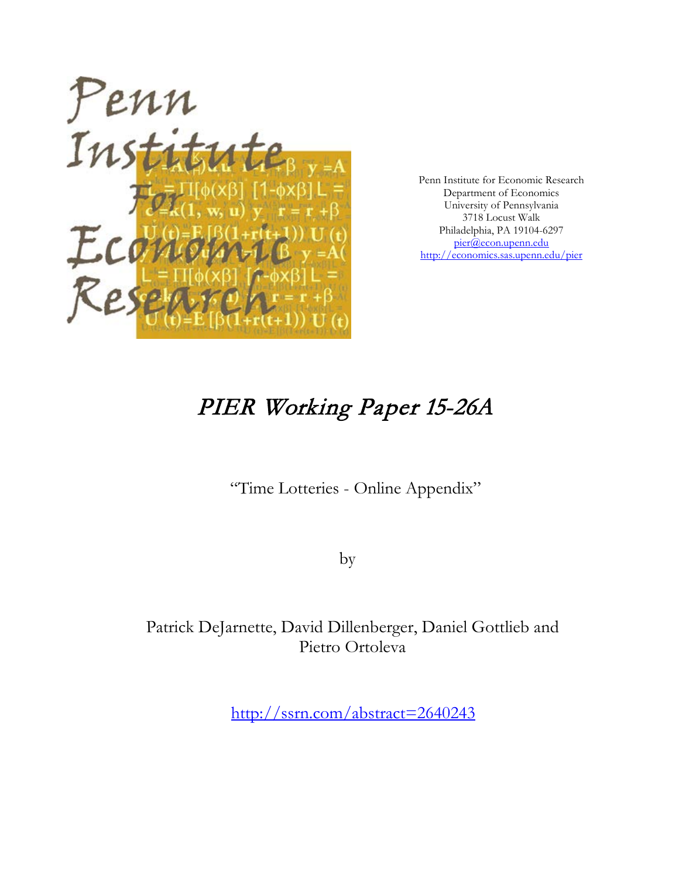Penn Institute for Economic Research
Department of Economics
University of Pennsylvania
3718 Locust Walk
Philadelphia, PA 19104-6297
pier@econ.upenn.edu
http://economics.sas.upenn.edu/pier

# *PIER Working Paper 15-26A*

"Time Lotteries - Online Appendix"

by

Patrick DeJarnette, David Dillenberger, Daniel Gottlieb and Pietro Ortoleva

http://ssrn.com/abstract=2640243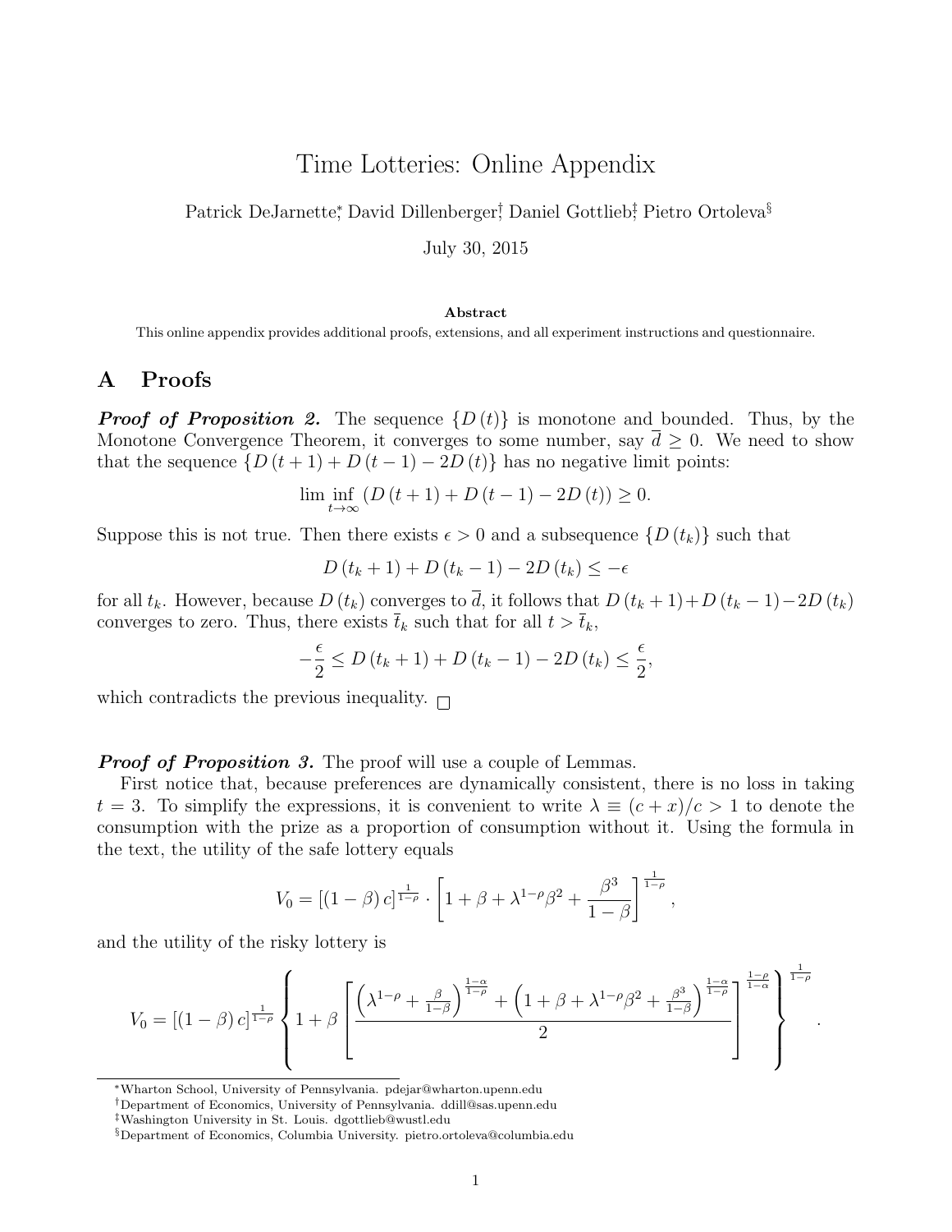# Time Lotteries: Online Appendix

Patrick DeJarnette[*], David Dillenberger[†], Daniel Gottlieb[‡], Pietro Ortoleva[§]

July 30, 2015

**Abstract**

This online appendix provides additional proofs, extensions, and all experiment instructions and questionnaire.

## A Proofs

***Proof of Proposition 2.*** The sequence $\{D(t)\}$ is monotone and bounded. Thus, by the Monotone Convergence Theorem, it converges to some number, say $\overline{d} \geq 0$. We need to show that the sequence $\{D(t+1) + D(t-1) - 2D(t)\}$ has no negative limit points:

$$\liminf_{t \to \infty} (D(t+1) + D(t-1) - 2D(t)) \geq 0.$$

Suppose this is not true. Then there exists $\epsilon > 0$ and a subsequence $\{D(t_k)\}$ such that

$$D(t_k + 1) + D(t_k - 1) - 2D(t_k) \leq -\epsilon$$

for all $t_k$. However, because $D(t_k)$ converges to $\overline{d}$, it follows that $D(t_k+1) + D(t_k-1) - 2D(t_k)$ converges to zero. Thus, there exists $\overline{t}_k$ such that for all $t > \overline{t}_k$,

$$-\frac{\epsilon}{2} \leq D(t_k + 1) + D(t_k - 1) - 2D(t_k) \leq \frac{\epsilon}{2},$$

which contradicts the previous inequality. □

***Proof of Proposition 3.*** The proof will use a couple of Lemmas.

First notice that, because preferences are dynamically consistent, there is no loss in taking $t = 3$. To simplify the expressions, it is convenient to write $\lambda \equiv (c+x)/c > 1$ to denote the consumption with the prize as a proportion of consumption without it. Using the formula in the text, the utility of the safe lottery equals

$$V_0 = [(1-\beta)c]^{\frac{1}{1-\rho}} \cdot \left[1 + \beta + \lambda^{1-\rho}\beta^2 + \frac{\beta^3}{1-\beta}\right]^{\frac{1}{1-\rho}},$$

and the utility of the risky lottery is

$$V_0 = [(1-\beta)c]^{\frac{1}{1-\rho}} \left\{ 1 + \beta \left[ \frac{\left(\lambda^{1-\rho} + \frac{\beta}{1-\beta}\right)^{\frac{1-\alpha}{1-\rho}} + \left(1 + \beta + \lambda^{1-\rho}\beta^2 + \frac{\beta^3}{1-\beta}\right)^{\frac{1-\alpha}{1-\rho}}}{2} \right]^{\frac{1-\rho}{1-\alpha}} \right\}^{\frac{1}{1-\rho}}.$$

---

[*] Wharton School, University of Pennsylvania. pdejar@wharton.upenn.edu

[†] Department of Economics, University of Pennsylvania. ddill@sas.upenn.edu

[‡] Washington University in St. Louis. dgottlieb@wustl.edu

[§] Department of Economics, Columbia University. pietro.ortoleva@columbia.edu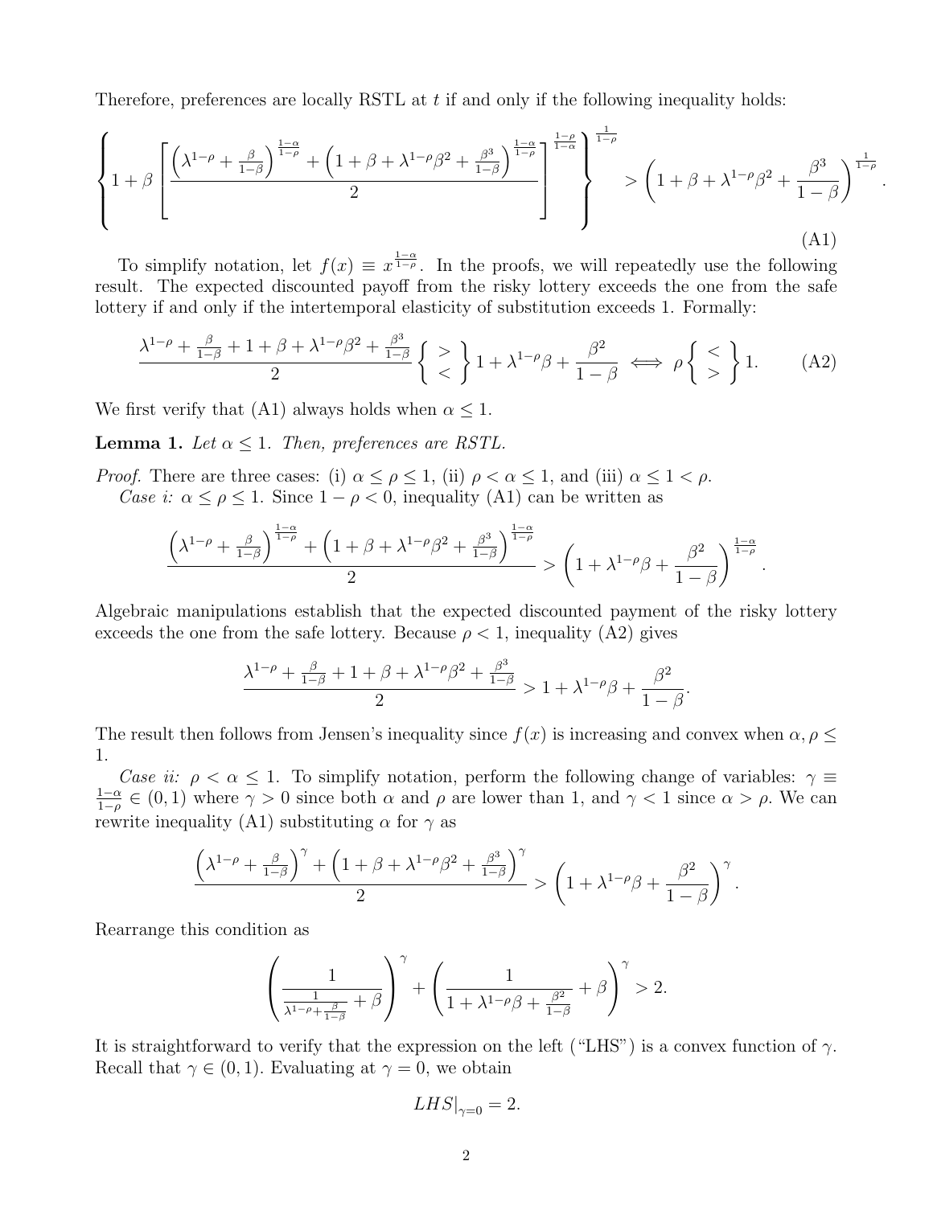Therefore, preferences are locally RSTL at $t$ if and only if the following inequality holds:

$$
\left\{ 1+\beta \left[ \frac{\left(\lambda^{1-\rho}+\frac{\beta}{1-\beta}\right)^{\frac{1-\alpha}{1-\rho}} + \left(1+\beta+\lambda^{1-\rho}\beta^2+\frac{\beta^3}{1-\beta}\right)^{\frac{1-\alpha}{1-\rho}}}{2} \right]^{\frac{1-\rho}{1-\alpha}} \right\}^{\frac{1}{1-\rho}} > \left(1+\beta+\lambda^{1-\rho}\beta^2+\frac{\beta^3}{1-\beta}\right)^{\frac{1}{1-\rho}}. \tag{A1}
$$

To simplify notation, let $f(x) \equiv x^{\frac{1-\alpha}{1-\rho}}$. In the proofs, we will repeatedly use the following result. The expected discounted payoff from the risky lottery exceeds the one from the safe lottery if and only if the intertemporal elasticity of substitution exceeds 1. Formally:

$$
\frac{\lambda^{1-\rho}+\frac{\beta}{1-\beta}+1+\beta+\lambda^{1-\rho}\beta^2+\frac{\beta^3}{1-\beta}}{2} \left\{ \begin{array}{c} > \\ < \end{array} \right\} 1+\lambda^{1-\rho}\beta+\frac{\beta^2}{1-\beta} \iff \rho \left\{ \begin{array}{c} < \\ > \end{array} \right\} 1. \tag{A2}
$$

We first verify that (A1) always holds when $\alpha \leq 1$.

**Lemma 1.** *Let $\alpha \leq 1$. Then, preferences are RSTL.*

*Proof.* There are three cases: (i) $\alpha \leq \rho \leq 1$, (ii) $\rho < \alpha \leq 1$, and (iii) $\alpha \leq 1 < \rho$.

*Case i: $\alpha \leq \rho \leq 1$.* Since $1-\rho < 0$, inequality (A1) can be written as

$$
\frac{\left(\lambda^{1-\rho}+\frac{\beta}{1-\beta}\right)^{\frac{1-\alpha}{1-\rho}} + \left(1+\beta+\lambda^{1-\rho}\beta^2+\frac{\beta^3}{1-\beta}\right)^{\frac{1-\alpha}{1-\rho}}}{2} > \left(1+\lambda^{1-\rho}\beta+\frac{\beta^2}{1-\beta}\right)^{\frac{1-\alpha}{1-\rho}}.
$$

Algebraic manipulations establish that the expected discounted payment of the risky lottery exceeds the one from the safe lottery. Because $\rho < 1$, inequality (A2) gives

$$
\frac{\lambda^{1-\rho}+\frac{\beta}{1-\beta}+1+\beta+\lambda^{1-\rho}\beta^2+\frac{\beta^3}{1-\beta}}{2} > 1+\lambda^{1-\rho}\beta+\frac{\beta^2}{1-\beta}.
$$

The result then follows from Jensen's inequality since $f(x)$ is increasing and convex when $\alpha, \rho \leq 1$.

*Case ii: $\rho < \alpha \leq 1$.* To simplify notation, perform the following change of variables: $\gamma \equiv \frac{1-\alpha}{1-\rho} \in (0,1)$ where $\gamma > 0$ since both $\alpha$ and $\rho$ are lower than 1, and $\gamma < 1$ since $\alpha > \rho$. We can rewrite inequality (A1) substituting $\alpha$ for $\gamma$ as

$$
\frac{\left(\lambda^{1-\rho}+\frac{\beta}{1-\beta}\right)^{\gamma} + \left(1+\beta+\lambda^{1-\rho}\beta^2+\frac{\beta^3}{1-\beta}\right)^{\gamma}}{2} > \left(1+\lambda^{1-\rho}\beta+\frac{\beta^2}{1-\beta}\right)^{\gamma}.
$$

Rearrange this condition as

$$
\left(\frac{1}{\frac{1}{\lambda^{1-\rho}+\frac{\beta}{1-\beta}}+\beta}\right)^{\gamma} + \left(\frac{1}{1+\lambda^{1-\rho}\beta+\frac{\beta^2}{1-\beta}}+\beta\right)^{\gamma} > 2.
$$

It is straightforward to verify that the expression on the left ("LHS") is a convex function of $\gamma$. Recall that $\gamma \in (0,1)$. Evaluating at $\gamma = 0$, we obtain

$$
LHS|_{\gamma=0} = 2.
$$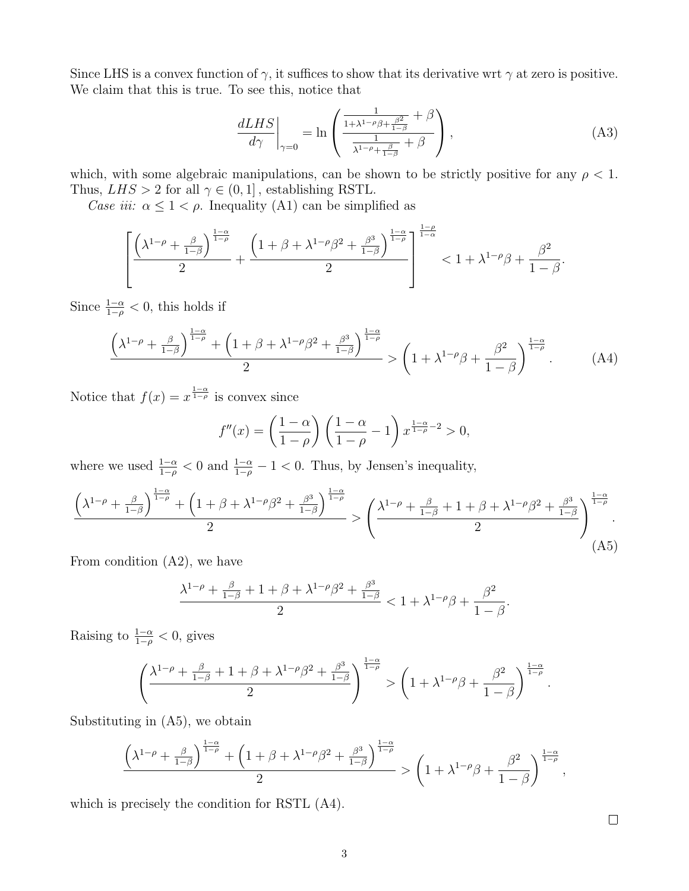Since LHS is a convex function of $\gamma$, it suffices to show that its derivative wrt $\gamma$ at zero is positive. We claim that this is true. To see this, notice that

$$\left.\frac{dLHS}{d\gamma}\right|_{\gamma=0} = \ln\left(\frac{\frac{1}{1+\lambda^{1-\rho}\beta+\frac{\beta^2}{1-\beta}}+\beta}{\frac{1}{\lambda^{1-\rho}+\frac{\beta}{1-\beta}}+\beta}\right), \tag{A3}$$

which, with some algebraic manipulations, can be shown to be strictly positive for any $\rho < 1$. Thus, $LHS > 2$ for all $\gamma \in (0, 1]$, establishing RSTL.

*Case iii:* $\alpha \leq 1 < \rho$. Inequality (A1) can be simplified as

$$\left[\frac{\left(\lambda^{1-\rho}+\frac{\beta}{1-\beta}\right)^{\frac{1-\alpha}{1-\rho}}}{2}+\frac{\left(1+\beta+\lambda^{1-\rho}\beta^2+\frac{\beta^3}{1-\beta}\right)^{\frac{1-\alpha}{1-\rho}}}{2}\right]^{\frac{1-\rho}{1-\alpha}} < 1+\lambda^{1-\rho}\beta+\frac{\beta^2}{1-\beta}.$$

Since $\frac{1-\alpha}{1-\rho} < 0$, this holds if

$$\frac{\left(\lambda^{1-\rho}+\frac{\beta}{1-\beta}\right)^{\frac{1-\alpha}{1-\rho}}+\left(1+\beta+\lambda^{1-\rho}\beta^2+\frac{\beta^3}{1-\beta}\right)^{\frac{1-\alpha}{1-\rho}}}{2} > \left(1+\lambda^{1-\rho}\beta+\frac{\beta^2}{1-\beta}\right)^{\frac{1-\alpha}{1-\rho}}. \tag{A4}$$

Notice that $f(x) = x^{\frac{1-\alpha}{1-\rho}}$ is convex since

$$f''(x) = \left(\frac{1-\alpha}{1-\rho}\right)\left(\frac{1-\alpha}{1-\rho}-1\right)x^{\frac{1-\alpha}{1-\rho}-2} > 0,$$

where we used $\frac{1-\alpha}{1-\rho} < 0$ and $\frac{1-\alpha}{1-\rho} - 1 < 0$. Thus, by Jensen's inequality,

$$\frac{\left(\lambda^{1-\rho}+\frac{\beta}{1-\beta}\right)^{\frac{1-\alpha}{1-\rho}}+\left(1+\beta+\lambda^{1-\rho}\beta^2+\frac{\beta^3}{1-\beta}\right)^{\frac{1-\alpha}{1-\rho}}}{2} > \left(\frac{\lambda^{1-\rho}+\frac{\beta}{1-\beta}+1+\beta+\lambda^{1-\rho}\beta^2+\frac{\beta^3}{1-\beta}}{2}\right)^{\frac{1-\alpha}{1-\rho}}. \tag{A5}$$

From condition (A2), we have

$$\frac{\lambda^{1-\rho}+\frac{\beta}{1-\beta}+1+\beta+\lambda^{1-\rho}\beta^2+\frac{\beta^3}{1-\beta}}{2} < 1+\lambda^{1-\rho}\beta+\frac{\beta^2}{1-\beta}.$$

Raising to $\frac{1-\alpha}{1-\rho} < 0$, gives

$$\left(\frac{\lambda^{1-\rho}+\frac{\beta}{1-\beta}+1+\beta+\lambda^{1-\rho}\beta^2+\frac{\beta^3}{1-\beta}}{2}\right)^{\frac{1-\alpha}{1-\rho}} > \left(1+\lambda^{1-\rho}\beta+\frac{\beta^2}{1-\beta}\right)^{\frac{1-\alpha}{1-\rho}}.$$

Substituting in (A5), we obtain

$$\frac{\left(\lambda^{1-\rho}+\frac{\beta}{1-\beta}\right)^{\frac{1-\alpha}{1-\rho}}+\left(1+\beta+\lambda^{1-\rho}\beta^2+\frac{\beta^3}{1-\beta}\right)^{\frac{1-\alpha}{1-\rho}}}{2} > \left(1+\lambda^{1-\rho}\beta+\frac{\beta^2}{1-\beta}\right)^{\frac{1-\alpha}{1-\rho}},$$

which is precisely the condition for RSTL (A4).

□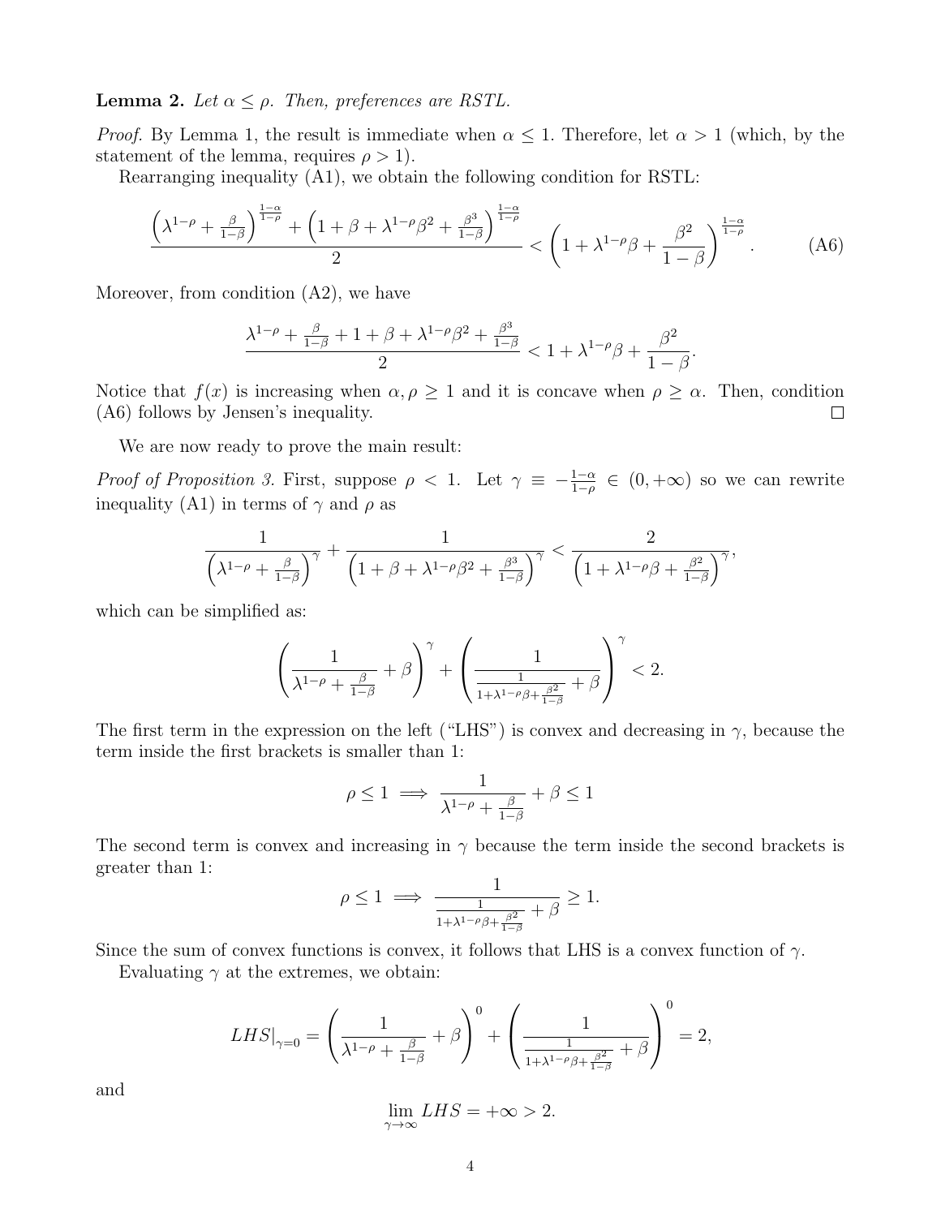**Lemma 2.** *Let $\alpha \leq \rho$. Then, preferences are RSTL.*

*Proof.* By Lemma 1, the result is immediate when $\alpha \leq 1$. Therefore, let $\alpha > 1$ (which, by the statement of the lemma, requires $\rho > 1$).

Rearranging inequality (A1), we obtain the following condition for RSTL:

$$\frac{\left(\lambda^{1-\rho} + \frac{\beta}{1-\beta}\right)^{\frac{1-\alpha}{1-\rho}} + \left(1 + \beta + \lambda^{1-\rho}\beta^2 + \frac{\beta^3}{1-\beta}\right)^{\frac{1-\alpha}{1-\rho}}}{2} < \left(1 + \lambda^{1-\rho}\beta + \frac{\beta^2}{1-\beta}\right)^{\frac{1-\alpha}{1-\rho}}. \tag{A6}$$

Moreover, from condition (A2), we have

$$\frac{\lambda^{1-\rho} + \frac{\beta}{1-\beta} + 1 + \beta + \lambda^{1-\rho}\beta^2 + \frac{\beta^3}{1-\beta}}{2} < 1 + \lambda^{1-\rho}\beta + \frac{\beta^2}{1-\beta}.$$

Notice that $f(x)$ is increasing when $\alpha, \rho \geq 1$ and it is concave when $\rho \geq \alpha$. Then, condition (A6) follows by Jensen's inequality. $\square$

We are now ready to prove the main result:

*Proof of Proposition 3.* First, suppose $\rho < 1$. Let $\gamma \equiv -\frac{1-\alpha}{1-\rho} \in (0, +\infty)$ so we can rewrite inequality (A1) in terms of $\gamma$ and $\rho$ as

$$\frac{1}{\left(\lambda^{1-\rho} + \frac{\beta}{1-\beta}\right)^{\gamma}} + \frac{1}{\left(1 + \beta + \lambda^{1-\rho}\beta^2 + \frac{\beta^3}{1-\beta}\right)^{\gamma}} < \frac{2}{\left(1 + \lambda^{1-\rho}\beta + \frac{\beta^2}{1-\beta}\right)^{\gamma}},$$

which can be simplified as:

$$\left(\frac{1}{\lambda^{1-\rho} + \frac{\beta}{1-\beta}} + \beta\right)^{\gamma} + \left(\frac{1}{\frac{1}{1+\lambda^{1-\rho}\beta + \frac{\beta^2}{1-\beta}} + \beta}\right)^{\gamma} < 2.$$

The first term in the expression on the left ("LHS") is convex and decreasing in $\gamma$, because the term inside the first brackets is smaller than 1:

$$\rho \leq 1 \implies \frac{1}{\lambda^{1-\rho} + \frac{\beta}{1-\beta}} + \beta \leq 1$$

The second term is convex and increasing in $\gamma$ because the term inside the second brackets is greater than 1:

$$\rho \leq 1 \implies \frac{1}{\frac{1}{1+\lambda^{1-\rho}\beta + \frac{\beta^2}{1-\beta}} + \beta} \geq 1.$$

Since the sum of convex functions is convex, it follows that LHS is a convex function of $\gamma$.

Evaluating $\gamma$ at the extremes, we obtain:

$$LHS|_{\gamma=0} = \left(\frac{1}{\lambda^{1-\rho} + \frac{\beta}{1-\beta}} + \beta\right)^{0} + \left(\frac{1}{\frac{1}{1+\lambda^{1-\rho}\beta + \frac{\beta^2}{1-\beta}} + \beta}\right)^{0} = 2,$$

and

$$\lim_{\gamma \to \infty} LHS = +\infty > 2.$$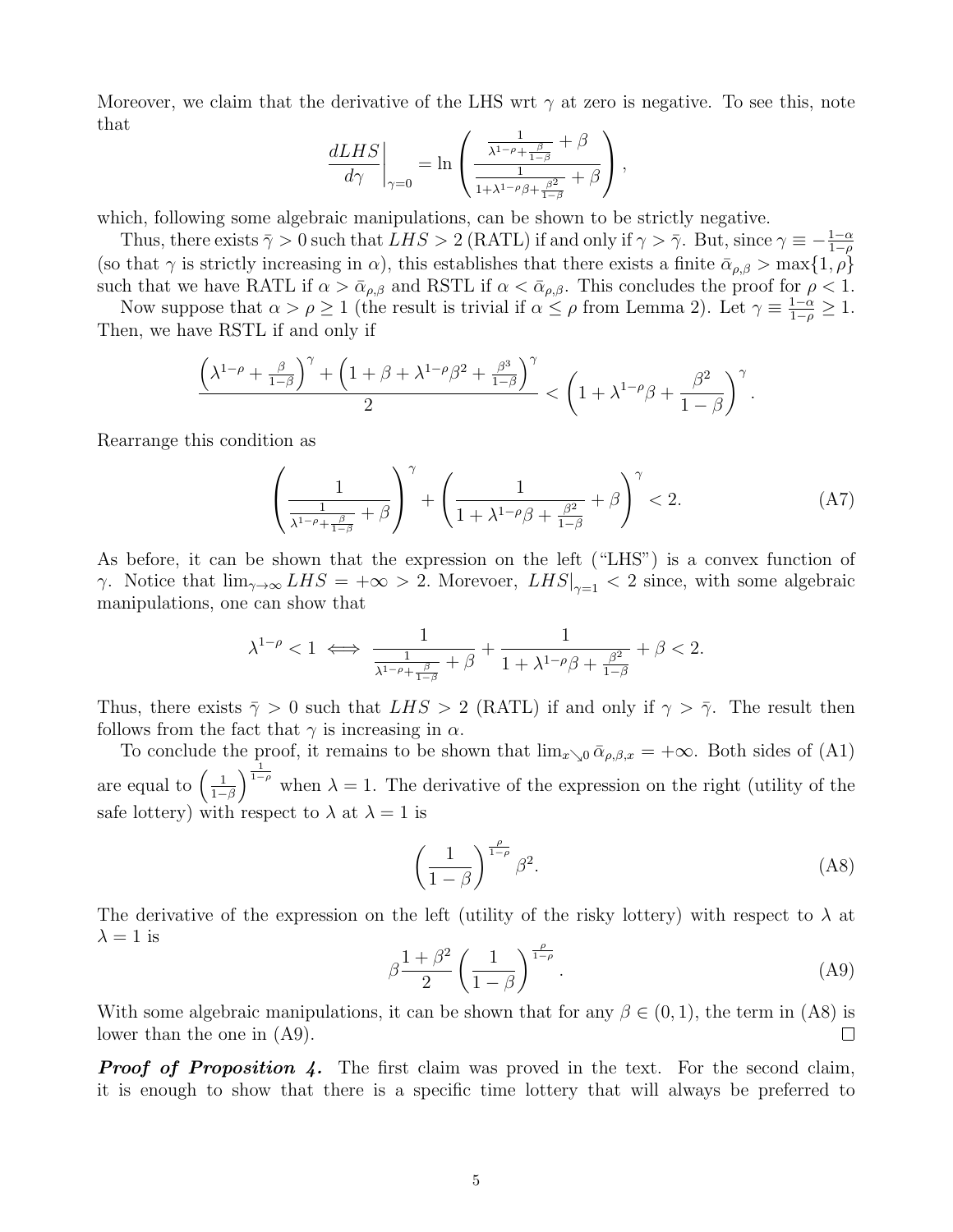Moreover, we claim that the derivative of the LHS wrt $\gamma$ at zero is negative. To see this, note that

$$\left.\frac{dLHS}{d\gamma}\right|_{\gamma=0} = \ln\left(\frac{\frac{1}{\lambda^{1-\rho}+\frac{\beta}{1-\beta}}+\beta}{\frac{1}{1+\lambda^{1-\rho}\beta+\frac{\beta^2}{1-\beta}}+\beta}\right),$$

which, following some algebraic manipulations, can be shown to be strictly negative.

Thus, there exists $\bar{\gamma} > 0$ such that $LHS > 2$ (RATL) if and only if $\gamma > \bar{\gamma}$. But, since $\gamma \equiv -\frac{1-\alpha}{1-\rho}$ (so that $\gamma$ is strictly increasing in $\alpha$), this establishes that there exists a finite $\bar{\alpha}_{\rho,\beta} > \max\{1,\rho\}$ such that we have RATL if $\alpha > \bar{\alpha}_{\rho,\beta}$ and RSTL if $\alpha < \bar{\alpha}_{\rho,\beta}$. This concludes the proof for $\rho < 1$.

Now suppose that $\alpha > \rho \geq 1$ (the result is trivial if $\alpha \leq \rho$ from Lemma 2). Let $\gamma \equiv \frac{1-\alpha}{1-\rho} \geq 1$. Then, we have RSTL if and only if

$$\frac{\left(\lambda^{1-\rho}+\frac{\beta}{1-\beta}\right)^{\gamma}+\left(1+\beta+\lambda^{1-\rho}\beta^2+\frac{\beta^3}{1-\beta}\right)^{\gamma}}{2} < \left(1+\lambda^{1-\rho}\beta+\frac{\beta^2}{1-\beta}\right)^{\gamma}.$$

Rearrange this condition as

$$\left(\frac{1}{\frac{1}{\lambda^{1-\rho}+\frac{\beta}{1-\beta}}+\beta}\right)^{\gamma}+\left(\frac{1}{1+\lambda^{1-\rho}\beta+\frac{\beta^2}{1-\beta}}+\beta\right)^{\gamma} < 2. \tag{A7}$$

As before, it can be shown that the expression on the left ("LHS") is a convex function of $\gamma$. Notice that $\lim_{\gamma\to\infty} LHS = +\infty > 2$. Morevoer, $LHS|_{\gamma=1} < 2$ since, with some algebraic manipulations, one can show that

$$\lambda^{1-\rho} < 1 \iff \frac{1}{\frac{1}{\lambda^{1-\rho}+\frac{\beta}{1-\beta}}+\beta}+\frac{1}{1+\lambda^{1-\rho}\beta+\frac{\beta^2}{1-\beta}}+\beta < 2.$$

Thus, there exists $\bar{\gamma} > 0$ such that $LHS > 2$ (RATL) if and only if $\gamma > \bar{\gamma}$. The result then follows from the fact that $\gamma$ is increasing in $\alpha$.

To conclude the proof, it remains to be shown that $\lim_{x\searrow 0}\bar{\alpha}_{\rho,\beta,x} = +\infty$. Both sides of (A1) are equal to $\left(\frac{1}{1-\beta}\right)^{\frac{1}{1-\rho}}$ when $\lambda = 1$. The derivative of the expression on the right (utility of the safe lottery) with respect to $\lambda$ at $\lambda = 1$ is

$$\left(\frac{1}{1-\beta}\right)^{\frac{\rho}{1-\rho}}\beta^2. \tag{A8}$$

The derivative of the expression on the left (utility of the risky lottery) with respect to $\lambda$ at $\lambda = 1$ is

$$\beta\frac{1+\beta^2}{2}\left(\frac{1}{1-\beta}\right)^{\frac{\rho}{1-\rho}}. \tag{A9}$$

With some algebraic manipulations, it can be shown that for any $\beta \in (0,1)$, the term in (A8) is lower than the one in (A9). ◻

***Proof of Proposition 4.*** The first claim was proved in the text. For the second claim, it is enough to show that there is a specific time lottery that will always be preferred to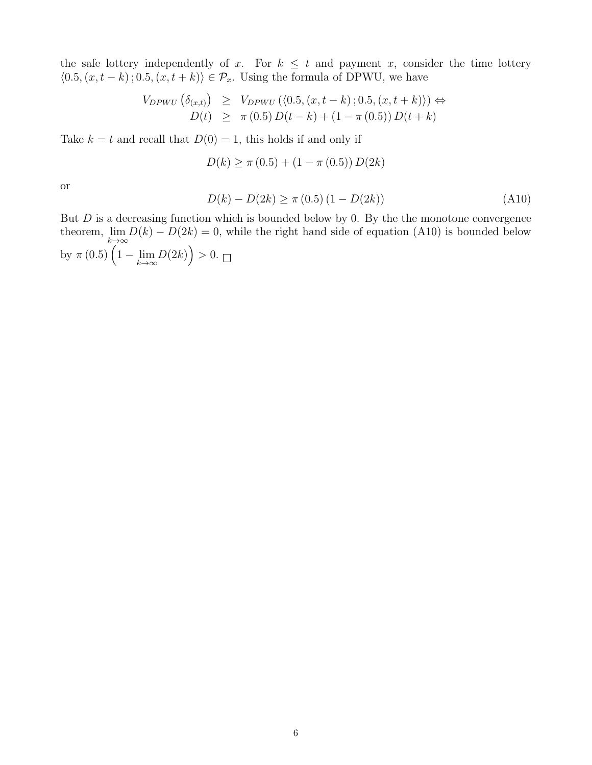the safe lottery independently of $x$. For $k \leq t$ and payment $x$, consider the time lottery $\langle 0.5, (x, t-k); 0.5, (x, t+k) \rangle \in \mathcal{P}_x$. Using the formula of DPWU, we have

$$
\begin{aligned}
V_{DPWU}\left(\delta_{(x,t)}\right) &\geq V_{DPWU}\left(\langle 0.5, (x, t-k); 0.5, (x, t+k) \rangle\right) \Leftrightarrow \\
D(t) &\geq \pi(0.5)\, D(t-k) + (1 - \pi(0.5))\, D(t+k)
\end{aligned}
$$

Take $k = t$ and recall that $D(0) = 1$, this holds if and only if

$$
D(k) \geq \pi(0.5) + (1 - \pi(0.5))\, D(2k)
$$

or

$$
D(k) - D(2k) \geq \pi(0.5)\,(1 - D(2k)) \tag{A10}
$$

But $D$ is a decreasing function which is bounded below by 0. By the the monotone convergence theorem, $\lim_{k \to \infty} D(k) - D(2k) = 0$, while the right hand side of equation (A10) is bounded below by $\pi(0.5)\left(1 - \lim_{k \to \infty} D(2k)\right) > 0$. $\square$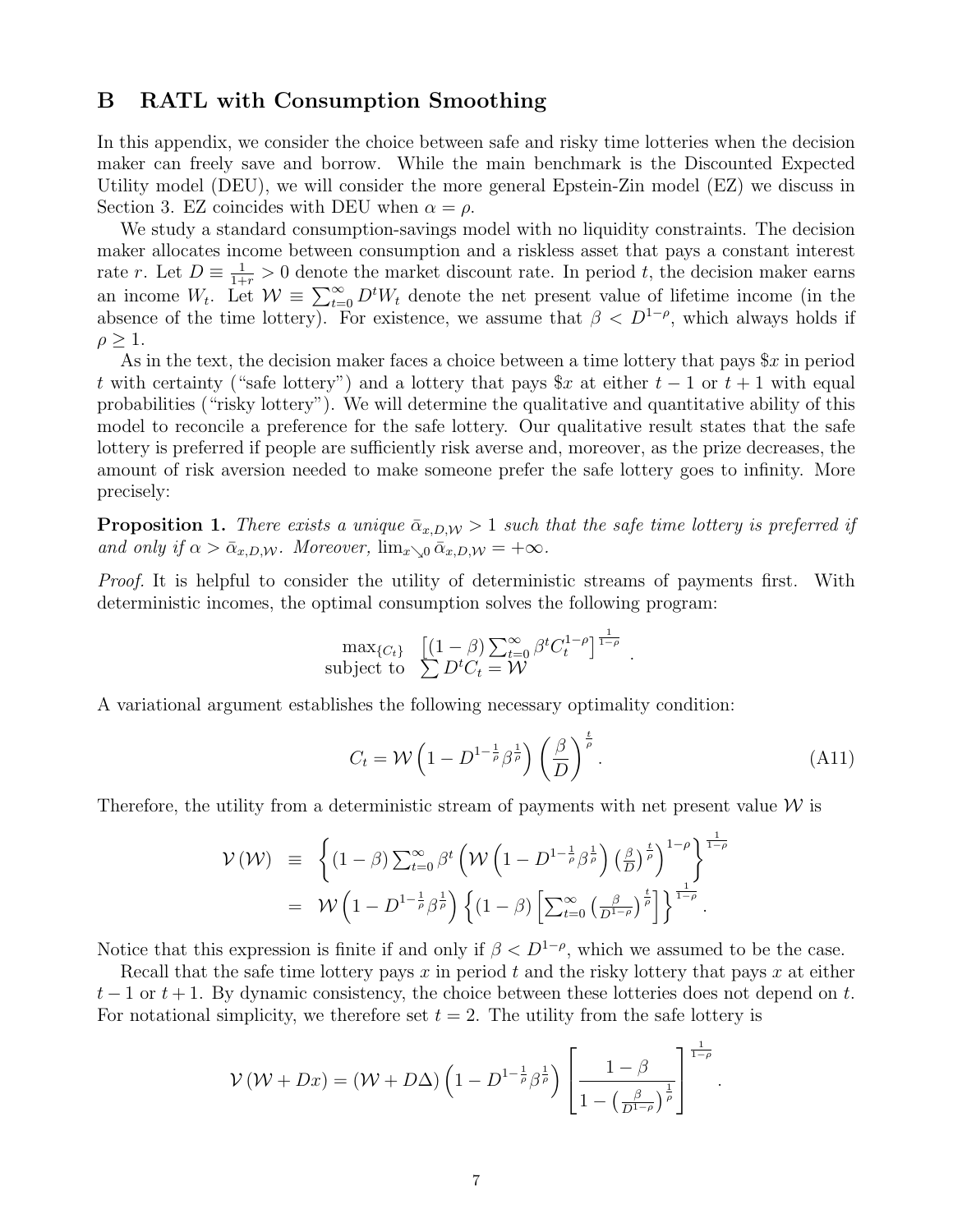## B RATL with Consumption Smoothing

In this appendix, we consider the choice between safe and risky time lotteries when the decision maker can freely save and borrow. While the main benchmark is the Discounted Expected Utility model (DEU), we will consider the more general Epstein-Zin model (EZ) we discuss in Section 3. EZ coincides with DEU when $\alpha = \rho$.

We study a standard consumption-savings model with no liquidity constraints. The decision maker allocates income between consumption and a riskless asset that pays a constant interest rate $r$. Let $D \equiv \frac{1}{1+r} > 0$ denote the market discount rate. In period $t$, the decision maker earns an income $W_t$. Let $\mathcal{W} \equiv \sum_{t=0}^{\infty} D^t W_t$ denote the net present value of lifetime income (in the absence of the time lottery). For existence, we assume that $\beta < D^{1-\rho}$, which always holds if $\rho \geq 1$.

As in the text, the decision maker faces a choice between a time lottery that pays \$$x$ in period $t$ with certainty ("safe lottery") and a lottery that pays \$$x$ at either $t-1$ or $t+1$ with equal probabilities ("risky lottery"). We will determine the qualitative and quantitative ability of this model to reconcile a preference for the safe lottery. Our qualitative result states that the safe lottery is preferred if people are sufficiently risk averse and, moreover, as the prize decreases, the amount of risk aversion needed to make someone prefer the safe lottery goes to infinity. More precisely:

**Proposition 1.** *There exists a unique $\bar{\alpha}_{x,D,\mathcal{W}} > 1$ such that the safe time lottery is preferred if and only if $\alpha > \bar{\alpha}_{x,D,\mathcal{W}}$. Moreover, $\lim_{x \searrow 0} \bar{\alpha}_{x,D,\mathcal{W}} = +\infty$.*

*Proof.* It is helpful to consider the utility of deterministic streams of payments first. With deterministic incomes, the optimal consumption solves the following program:

$$\begin{array}{ll} \max_{\{C_t\}} & \left[(1-\beta)\sum_{t=0}^{\infty}\beta^t C_t^{1-\rho}\right]^{\frac{1}{1-\rho}} \\ \text{subject to} & \sum D^t C_t = \mathcal{W} \end{array}.$$

A variational argument establishes the following necessary optimality condition:

$$C_t = \mathcal{W}\left(1 - D^{1-\frac{1}{\rho}}\beta^{\frac{1}{\rho}}\right)\left(\frac{\beta}{D}\right)^{\frac{t}{\rho}}. \tag{A11}$$

Therefore, the utility from a deterministic stream of payments with net present value $\mathcal{W}$ is

$$\begin{aligned} \mathcal{V}(\mathcal{W}) &\equiv \left\{(1-\beta)\sum_{t=0}^{\infty}\beta^t\left(\mathcal{W}\left(1 - D^{1-\frac{1}{\rho}}\beta^{\frac{1}{\rho}}\right)\left(\frac{\beta}{D}\right)^{\frac{t}{\rho}}\right)^{1-\rho}\right\}^{\frac{1}{1-\rho}} \\ &= \mathcal{W}\left(1 - D^{1-\frac{1}{\rho}}\beta^{\frac{1}{\rho}}\right)\left\{(1-\beta)\left[\sum_{t=0}^{\infty}\left(\frac{\beta}{D^{1-\rho}}\right)^{\frac{t}{\rho}}\right]\right\}^{\frac{1}{1-\rho}}. \end{aligned}$$

Notice that this expression is finite if and only if $\beta < D^{1-\rho}$, which we assumed to be the case.

Recall that the safe time lottery pays $x$ in period $t$ and the risky lottery that pays $x$ at either $t-1$ or $t+1$. By dynamic consistency, the choice between these lotteries does not depend on $t$. For notational simplicity, we therefore set $t = 2$. The utility from the safe lottery is

$$\mathcal{V}(\mathcal{W} + Dx) = (\mathcal{W} + D\Delta)\left(1 - D^{1-\frac{1}{\rho}}\beta^{\frac{1}{\rho}}\right)\left[\frac{1-\beta}{1-\left(\frac{\beta}{D^{1-\rho}}\right)^{\frac{1}{\rho}}}\right]^{\frac{1}{1-\rho}}.$$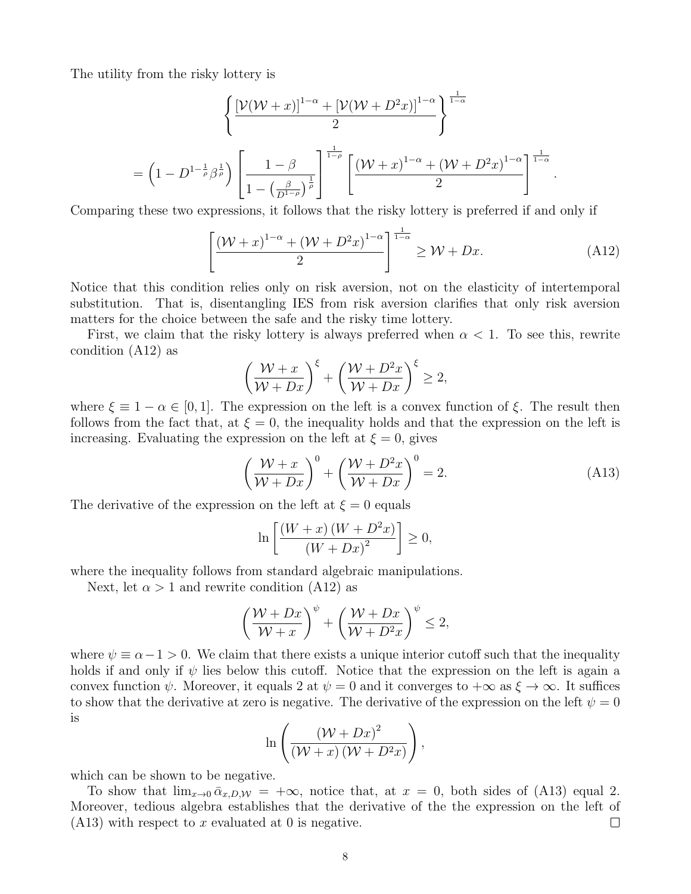The utility from the risky lottery is

$$\left\{ \frac{[\mathcal{V}(\mathcal{W}+x)]^{1-\alpha} + [\mathcal{V}(\mathcal{W}+D^2x)]^{1-\alpha}}{2} \right\}^{\frac{1}{1-\alpha}}$$

$$= \left(1 - D^{1-\frac{1}{\rho}}\beta^{\frac{1}{\rho}}\right) \left[ \frac{1-\beta}{1-\left(\frac{\beta}{D^{1-\rho}}\right)^{\frac{1}{\rho}}} \right]^{\frac{1}{1-\rho}} \left[ \frac{(\mathcal{W}+x)^{1-\alpha} + (\mathcal{W}+D^2x)^{1-\alpha}}{2} \right]^{\frac{1}{1-\alpha}}.$$

Comparing these two expressions, it follows that the risky lottery is preferred if and only if

$$\left[ \frac{(\mathcal{W}+x)^{1-\alpha} + (\mathcal{W}+D^2x)^{1-\alpha}}{2} \right]^{\frac{1}{1-\alpha}} \geq \mathcal{W} + Dx. \tag{A12}$$

Notice that this condition relies only on risk aversion, not on the elasticity of intertemporal substitution. That is, disentangling IES from risk aversion clarifies that only risk aversion matters for the choice between the safe and the risky time lottery.

First, we claim that the risky lottery is always preferred when $\alpha < 1$. To see this, rewrite condition (A12) as

$$\left( \frac{\mathcal{W}+x}{\mathcal{W}+Dx} \right)^{\xi} + \left( \frac{\mathcal{W}+D^2x}{\mathcal{W}+Dx} \right)^{\xi} \geq 2,$$

where $\xi \equiv 1-\alpha \in [0,1]$. The expression on the left is a convex function of $\xi$. The result then follows from the fact that, at $\xi = 0$, the inequality holds and that the expression on the left is increasing. Evaluating the expression on the left at $\xi = 0$, gives

$$\left( \frac{\mathcal{W}+x}{\mathcal{W}+Dx} \right)^{0} + \left( \frac{\mathcal{W}+D^2x}{\mathcal{W}+Dx} \right)^{0} = 2. \tag{A13}$$

The derivative of the expression on the left at $\xi = 0$ equals

$$\ln \left[ \frac{(W+x)\left(W+D^2x\right)}{(W+Dx)^2} \right] \geq 0,$$

where the inequality follows from standard algebraic manipulations.

Next, let $\alpha > 1$ and rewrite condition (A12) as

$$\left( \frac{\mathcal{W}+Dx}{\mathcal{W}+x} \right)^{\psi} + \left( \frac{\mathcal{W}+Dx}{\mathcal{W}+D^2x} \right)^{\psi} \leq 2,$$

where $\psi \equiv \alpha - 1 > 0$. We claim that there exists a unique interior cutoff such that the inequality holds if and only if $\psi$ lies below this cutoff. Notice that the expression on the left is again a convex function $\psi$. Moreover, it equals 2 at $\psi = 0$ and it converges to $+\infty$ as $\xi \to \infty$. It suffices to show that the derivative at zero is negative. The derivative of the expression on the left $\psi = 0$ is

$$\ln \left( \frac{(\mathcal{W}+Dx)^2}{(\mathcal{W}+x)\left(\mathcal{W}+D^2x\right)} \right),$$

which can be shown to be negative.

To show that $\lim_{x \to 0} \bar{\alpha}_{x,D,\mathcal{W}} = +\infty$, notice that, at $x = 0$, both sides of (A13) equal 2. Moreover, tedious algebra establishes that the derivative of the the expression on the left of (A13) with respect to $x$ evaluated at 0 is negative. $\square$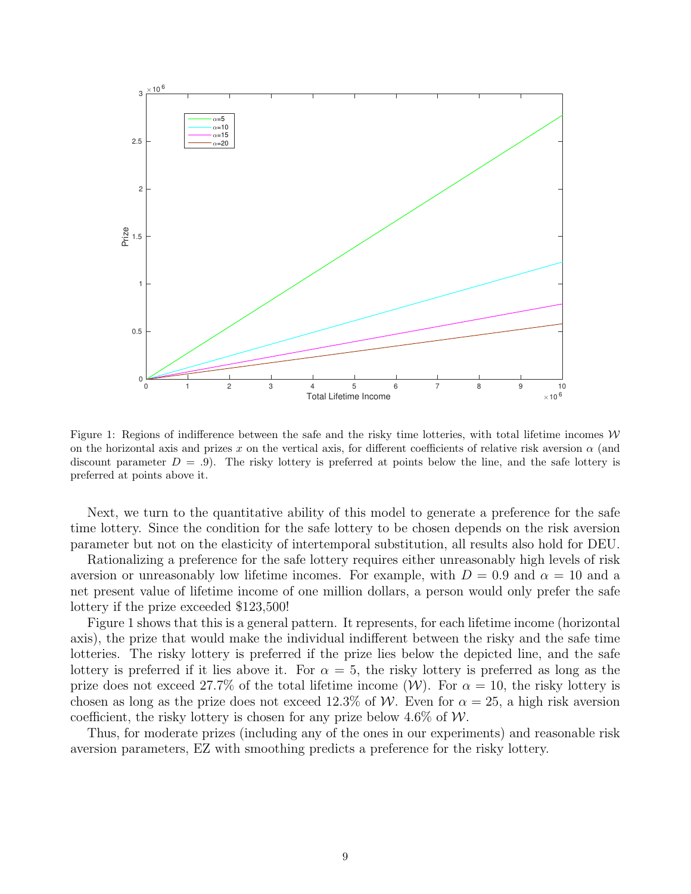Figure 1: Regions of indifference between the safe and the risky time lotteries, with total lifetime incomes $\mathcal{W}$ on the horizontal axis and prizes $x$ on the vertical axis, for different coefficients of relative risk aversion $\alpha$ (and discount parameter $D = .9$). The risky lottery is preferred at points below the line, and the safe lottery is preferred at points above it.

Next, we turn to the quantitative ability of this model to generate a preference for the safe time lottery. Since the condition for the safe lottery to be chosen depends on the risk aversion parameter but not on the elasticity of intertemporal substitution, all results also hold for DEU.

Rationalizing a preference for the safe lottery requires either unreasonably high levels of risk aversion or unreasonably low lifetime incomes. For example, with $D = 0.9$ and $\alpha = 10$ and a net present value of lifetime income of one million dollars, a person would only prefer the safe lottery if the prize exceeded $123,500!

Figure 1 shows that this is a general pattern. It represents, for each lifetime income (horizontal axis), the prize that would make the individual indifferent between the risky and the safe time lotteries. The risky lottery is preferred if the prize lies below the depicted line, and the safe lottery is preferred if it lies above it. For $\alpha = 5$, the risky lottery is preferred as long as the prize does not exceed 27.7% of the total lifetime income ($\mathcal{W}$). For $\alpha = 10$, the risky lottery is chosen as long as the prize does not exceed 12.3% of $\mathcal{W}$. Even for $\alpha = 25$, a high risk aversion coefficient, the risky lottery is chosen for any prize below 4.6% of $\mathcal{W}$.

Thus, for moderate prizes (including any of the ones in our experiments) and reasonable risk aversion parameters, EZ with smoothing predicts a preference for the risky lottery.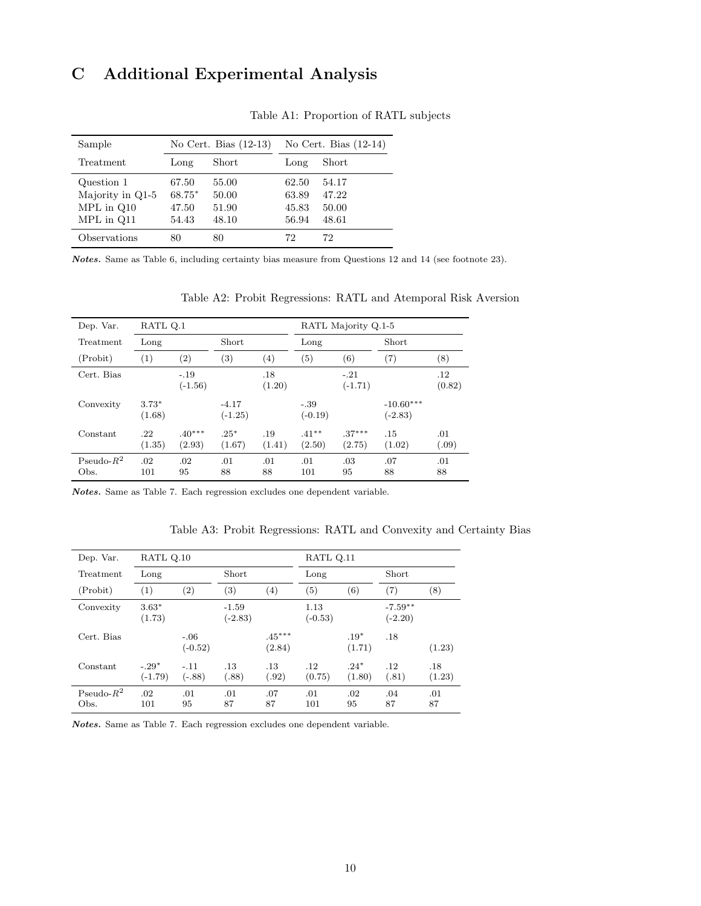# C Additional Experimental Analysis

Table A1: Proportion of RATL subjects

| Sample | No Cert. Bias (12-13) | | No Cert. Bias (12-14) | |
|---|---|---|---|---|
| Treatment | Long | Short | Long | Short |
| Question 1 | 67.50 | 55.00 | 62.50 | 54.17 |
| Majority in Q1-5 | 68.75* | 50.00 | 63.89 | 47.22 |
| MPL in Q10 | 47.50 | 51.90 | 45.83 | 50.00 |
| MPL in Q11 | 54.43 | 48.10 | 56.94 | 48.61 |
| Observations | 80 | 80 | 72 | 72 |

***Notes.*** Same as Table 6, including certainty bias measure from Questions 12 and 14 (see footnote 23).

Table A2: Probit Regressions: RATL and Atemporal Risk Aversion

| Dep. Var. | RATL Q.1 | | | | RATL Majority Q.1-5 | | | |
|---|---|---|---|---|---|---|---|---|
| Treatment | Long | | Short | | Long | | Short | |
| (Probit) | (1) | (2) | (3) | (4) | (5) | (6) | (7) | (8) |
| Cert. Bias | | -.19 (-1.56) | | .18 (1.20) | | -.21 (-1.71) | | .12 (0.82) |
| Convexity | 3.73* (1.68) | | -4.17 (-1.25) | | -.39 (-0.19) | | -10.60*** (-2.83) | |
| Constant | .22 (1.35) | .40*** (2.93) | .25* (1.67) | .19 (1.41) | .41** (2.50) | .37*** (2.75) | .15 (1.02) | .01 (.09) |
| Pseudo-$R^2$ | .02 | .02 | .01 | .01 | .01 | .03 | .07 | .01 |
| Obs. | 101 | 95 | 88 | 88 | 101 | 95 | 88 | 88 |

***Notes.*** Same as Table 7. Each regression excludes one dependent variable.

Table A3: Probit Regressions: RATL and Convexity and Certainty Bias

| Dep. Var. | RATL Q.10 | | | | RATL Q.11 | | | |
|---|---|---|---|---|---|---|---|---|
| Treatment | Long | | Short | | Long | | Short | |
| (Probit) | (1) | (2) | (3) | (4) | (5) | (6) | (7) | (8) |
| Convexity | 3.63* (1.73) | | -1.59 (-2.83) | | 1.13 (-0.53) | | -7.59** (-2.20) | |
| Cert. Bias | | -.06 (-0.52) | | .45*** (2.84) | | .19* (1.71) | .18 | (1.23) |
| Constant | -.29* (-1.79) | -.11 (-.88) | .13 (.88) | .13 (.92) | .12 (0.75) | .24* (1.80) | .12 (.81) | .18 (1.23) |
| Pseudo-$R^2$ | .02 | .01 | .01 | .07 | .01 | .02 | .04 | .01 |
| Obs. | 101 | 95 | 87 | 87 | 101 | 95 | 87 | 87 |

***Notes.*** Same as Table 7. Each regression excludes one dependent variable.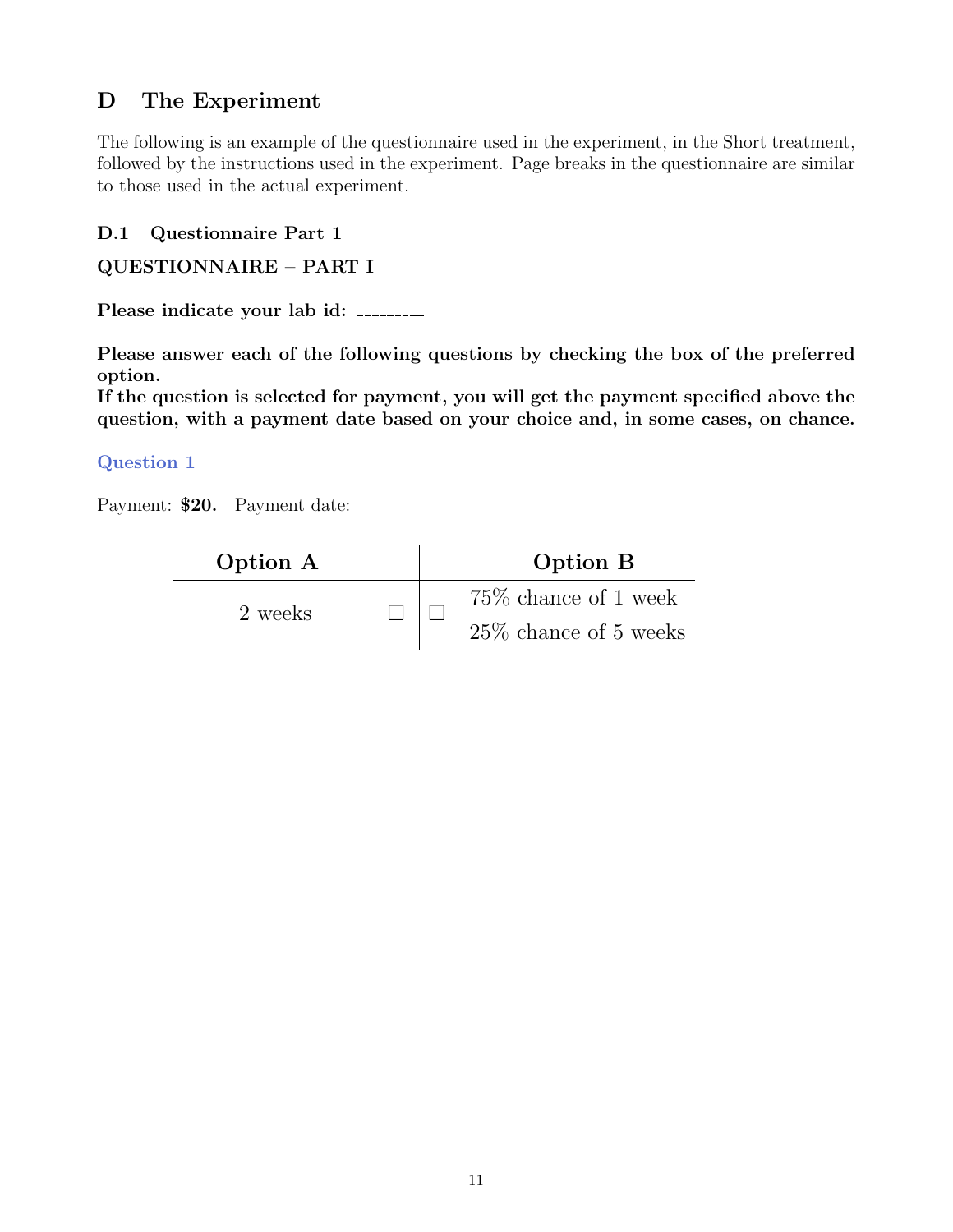# D The Experiment

The following is an example of the questionnaire used in the experiment, in the Short treatment, followed by the instructions used in the experiment. Page breaks in the questionnaire are similar to those used in the actual experiment.

## D.1 Questionnaire Part 1

**QUESTIONNAIRE – PART I**

**Please indicate your lab id:** ________

**Please answer each of the following questions by checking the box of the preferred option.**
**If the question is selected for payment, you will get the payment specified above the question, with a payment date based on your choice and, in some cases, on chance.**

### Question 1

Payment: **$20.** Payment date:

| Option A | | | Option B |
|---|---|---|---|
| 2 weeks | ☐ | ☐ | 75% chance of 1 week<br>25% chance of 5 weeks |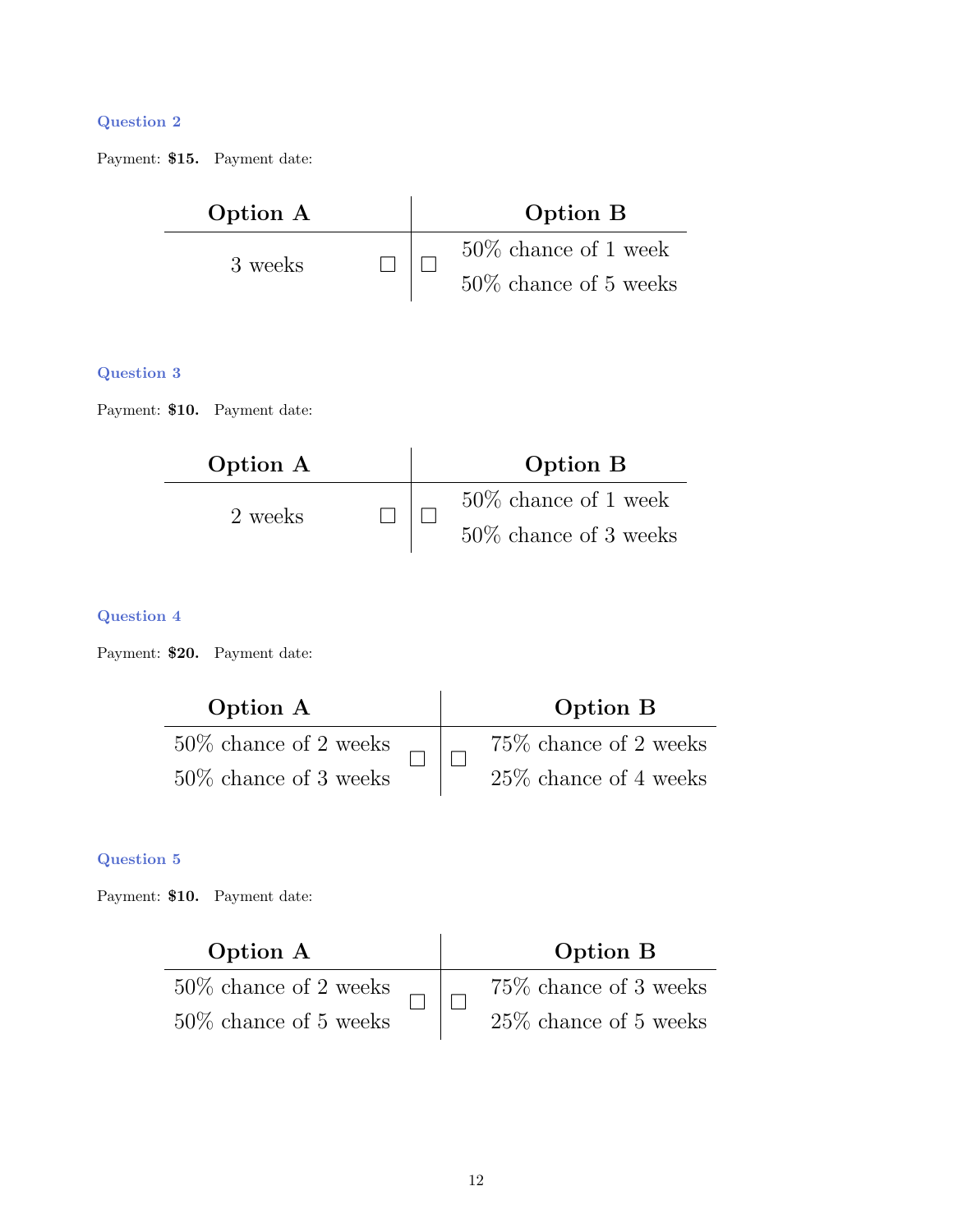**Question 2**

Payment: **$15.** Payment date:

| Option A | | | Option B |
|---|---|---|---|
| 3 weeks | ☐ | ☐ | 50% chance of 1 week<br>50% chance of 5 weeks |

**Question 3**

Payment: **$10.** Payment date:

| Option A | | | Option B |
|---|---|---|---|
| 2 weeks | ☐ | ☐ | 50% chance of 1 week<br>50% chance of 3 weeks |

**Question 4**

Payment: **$20.** Payment date:

| Option A | | | Option B |
|---|---|---|---|
| 50% chance of 2 weeks<br>50% chance of 3 weeks | ☐ | ☐ | 75% chance of 2 weeks<br>25% chance of 4 weeks |

**Question 5**

Payment: **$10.** Payment date:

| Option A | | | Option B |
|---|---|---|---|
| 50% chance of 2 weeks<br>50% chance of 5 weeks | ☐ | ☐ | 75% chance of 3 weeks<br>25% chance of 5 weeks |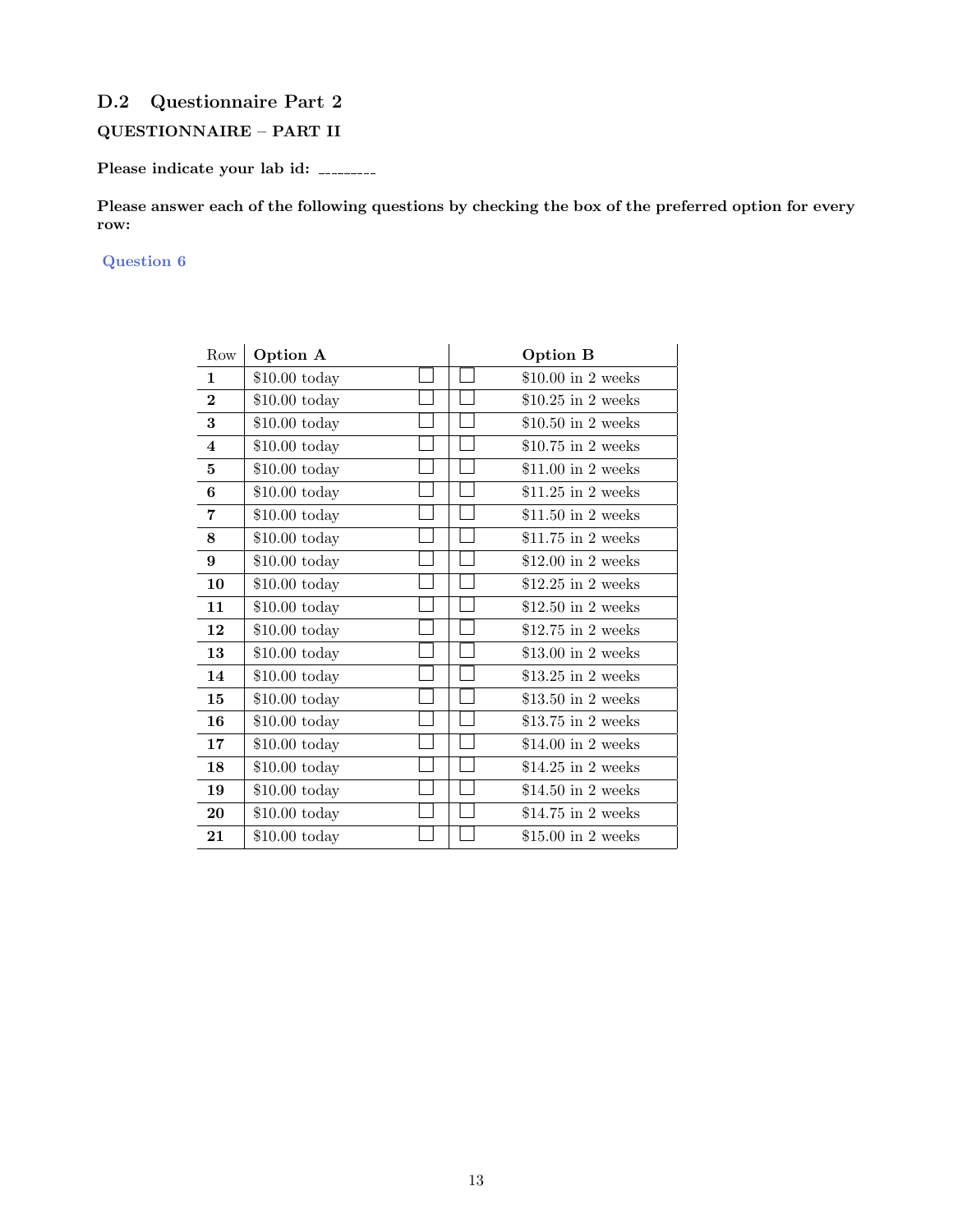## D.2 Questionnaire Part 2

**QUESTIONNAIRE – PART II**

**Please indicate your lab id:** _________

**Please answer each of the following questions by checking the box of the preferred option for every row:**

Question 6

| Row | Option A | | | Option B |
|---|---|---|---|---|
| **1** | $10.00 today | ☐ | ☐ | $10.00 in 2 weeks |
| **2** | $10.00 today | ☐ | ☐ | $10.25 in 2 weeks |
| **3** | $10.00 today | ☐ | ☐ | $10.50 in 2 weeks |
| **4** | $10.00 today | ☐ | ☐ | $10.75 in 2 weeks |
| **5** | $10.00 today | ☐ | ☐ | $11.00 in 2 weeks |
| **6** | $10.00 today | ☐ | ☐ | $11.25 in 2 weeks |
| **7** | $10.00 today | ☐ | ☐ | $11.50 in 2 weeks |
| **8** | $10.00 today | ☐ | ☐ | $11.75 in 2 weeks |
| **9** | $10.00 today | ☐ | ☐ | $12.00 in 2 weeks |
| **10** | $10.00 today | ☐ | ☐ | $12.25 in 2 weeks |
| **11** | $10.00 today | ☐ | ☐ | $12.50 in 2 weeks |
| **12** | $10.00 today | ☐ | ☐ | $12.75 in 2 weeks |
| **13** | $10.00 today | ☐ | ☐ | $13.00 in 2 weeks |
| **14** | $10.00 today | ☐ | ☐ | $13.25 in 2 weeks |
| **15** | $10.00 today | ☐ | ☐ | $13.50 in 2 weeks |
| **16** | $10.00 today | ☐ | ☐ | $13.75 in 2 weeks |
| **17** | $10.00 today | ☐ | ☐ | $14.00 in 2 weeks |
| **18** | $10.00 today | ☐ | ☐ | $14.25 in 2 weeks |
| **19** | $10.00 today | ☐ | ☐ | $14.50 in 2 weeks |
| **20** | $10.00 today | ☐ | ☐ | $14.75 in 2 weeks |
| **21** | $10.00 today | ☐ | ☐ | $15.00 in 2 weeks |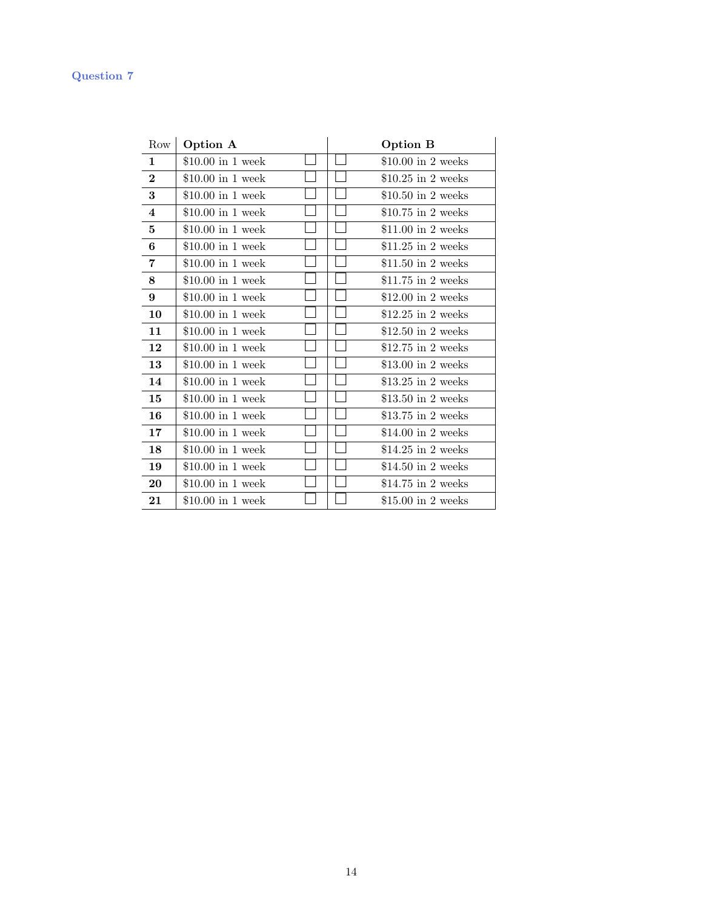### Question 7

| Row | Option A | | | Option B |
|---|---|---|---|---|
| **1** | \$10.00 in 1 week | ☐ | ☐ | \$10.00 in 2 weeks |
| **2** | \$10.00 in 1 week | ☐ | ☐ | \$10.25 in 2 weeks |
| **3** | \$10.00 in 1 week | ☐ | ☐ | \$10.50 in 2 weeks |
| **4** | \$10.00 in 1 week | ☐ | ☐ | \$10.75 in 2 weeks |
| **5** | \$10.00 in 1 week | ☐ | ☐ | \$11.00 in 2 weeks |
| **6** | \$10.00 in 1 week | ☐ | ☐ | \$11.25 in 2 weeks |
| **7** | \$10.00 in 1 week | ☐ | ☐ | \$11.50 in 2 weeks |
| **8** | \$10.00 in 1 week | ☐ | ☐ | \$11.75 in 2 weeks |
| **9** | \$10.00 in 1 week | ☐ | ☐ | \$12.00 in 2 weeks |
| **10** | \$10.00 in 1 week | ☐ | ☐ | \$12.25 in 2 weeks |
| **11** | \$10.00 in 1 week | ☐ | ☐ | \$12.50 in 2 weeks |
| **12** | \$10.00 in 1 week | ☐ | ☐ | \$12.75 in 2 weeks |
| **13** | \$10.00 in 1 week | ☐ | ☐ | \$13.00 in 2 weeks |
| **14** | \$10.00 in 1 week | ☐ | ☐ | \$13.25 in 2 weeks |
| **15** | \$10.00 in 1 week | ☐ | ☐ | \$13.50 in 2 weeks |
| **16** | \$10.00 in 1 week | ☐ | ☐ | \$13.75 in 2 weeks |
| **17** | \$10.00 in 1 week | ☐ | ☐ | \$14.00 in 2 weeks |
| **18** | \$10.00 in 1 week | ☐ | ☐ | \$14.25 in 2 weeks |
| **19** | \$10.00 in 1 week | ☐ | ☐ | \$14.50 in 2 weeks |
| **20** | \$10.00 in 1 week | ☐ | ☐ | \$14.75 in 2 weeks |
| **21** | \$10.00 in 1 week | ☐ | ☐ | \$15.00 in 2 weeks |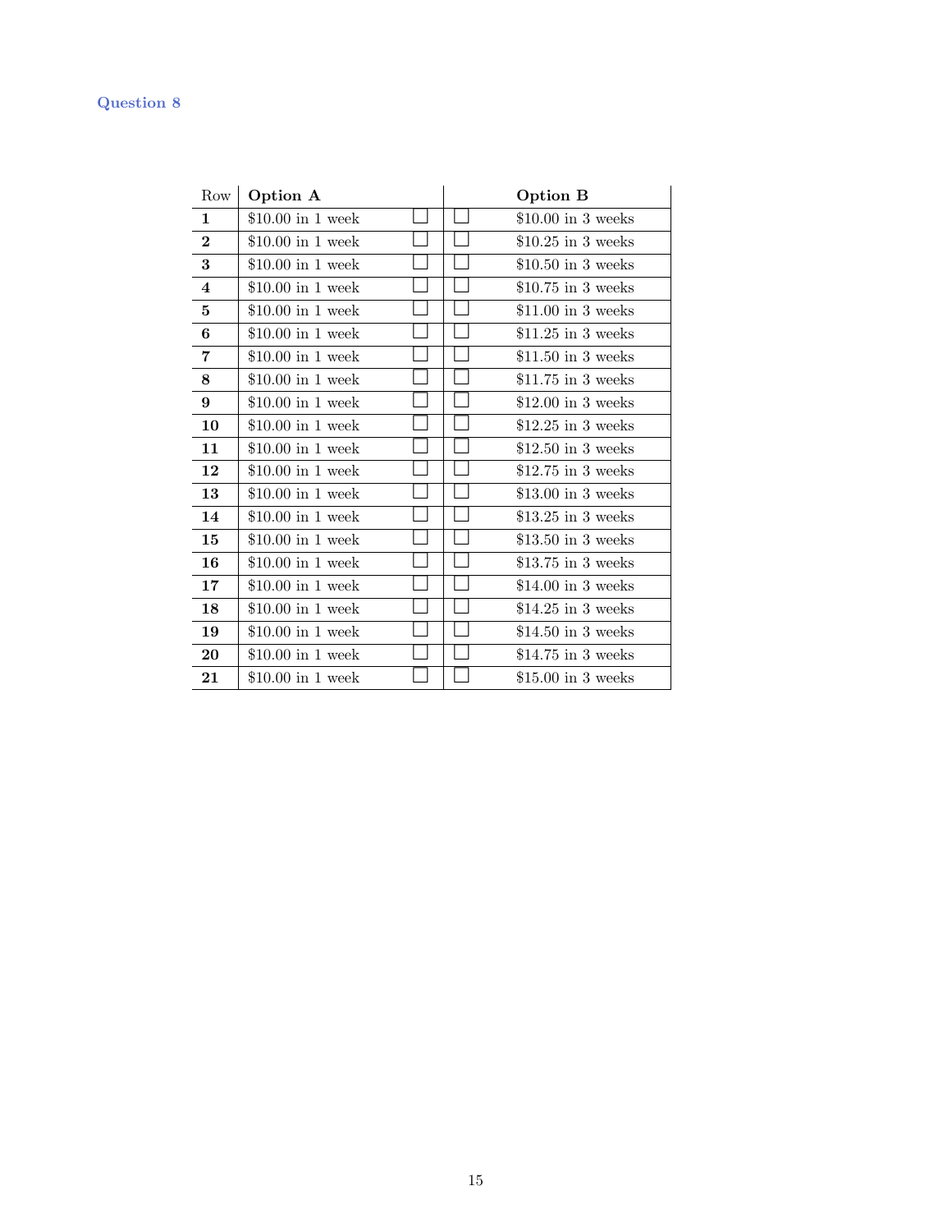**Question 8**

| Row | Option A | | | Option B |
|---|---|---|---|---|
| **1** | $10.00 in 1 week | ☐ | ☐ | $10.00 in 3 weeks |
| **2** | $10.00 in 1 week | ☐ | ☐ | $10.25 in 3 weeks |
| **3** | $10.00 in 1 week | ☐ | ☐ | $10.50 in 3 weeks |
| **4** | $10.00 in 1 week | ☐ | ☐ | $10.75 in 3 weeks |
| **5** | $10.00 in 1 week | ☐ | ☐ | $11.00 in 3 weeks |
| **6** | $10.00 in 1 week | ☐ | ☐ | $11.25 in 3 weeks |
| **7** | $10.00 in 1 week | ☐ | ☐ | $11.50 in 3 weeks |
| **8** | $10.00 in 1 week | ☐ | ☐ | $11.75 in 3 weeks |
| **9** | $10.00 in 1 week | ☐ | ☐ | $12.00 in 3 weeks |
| **10** | $10.00 in 1 week | ☐ | ☐ | $12.25 in 3 weeks |
| **11** | $10.00 in 1 week | ☐ | ☐ | $12.50 in 3 weeks |
| **12** | $10.00 in 1 week | ☐ | ☐ | $12.75 in 3 weeks |
| **13** | $10.00 in 1 week | ☐ | ☐ | $13.00 in 3 weeks |
| **14** | $10.00 in 1 week | ☐ | ☐ | $13.25 in 3 weeks |
| **15** | $10.00 in 1 week | ☐ | ☐ | $13.50 in 3 weeks |
| **16** | $10.00 in 1 week | ☐ | ☐ | $13.75 in 3 weeks |
| **17** | $10.00 in 1 week | ☐ | ☐ | $14.00 in 3 weeks |
| **18** | $10.00 in 1 week | ☐ | ☐ | $14.25 in 3 weeks |
| **19** | $10.00 in 1 week | ☐ | ☐ | $14.50 in 3 weeks |
| **20** | $10.00 in 1 week | ☐ | ☐ | $14.75 in 3 weeks |
| **21** | $10.00 in 1 week | ☐ | ☐ | $15.00 in 3 weeks |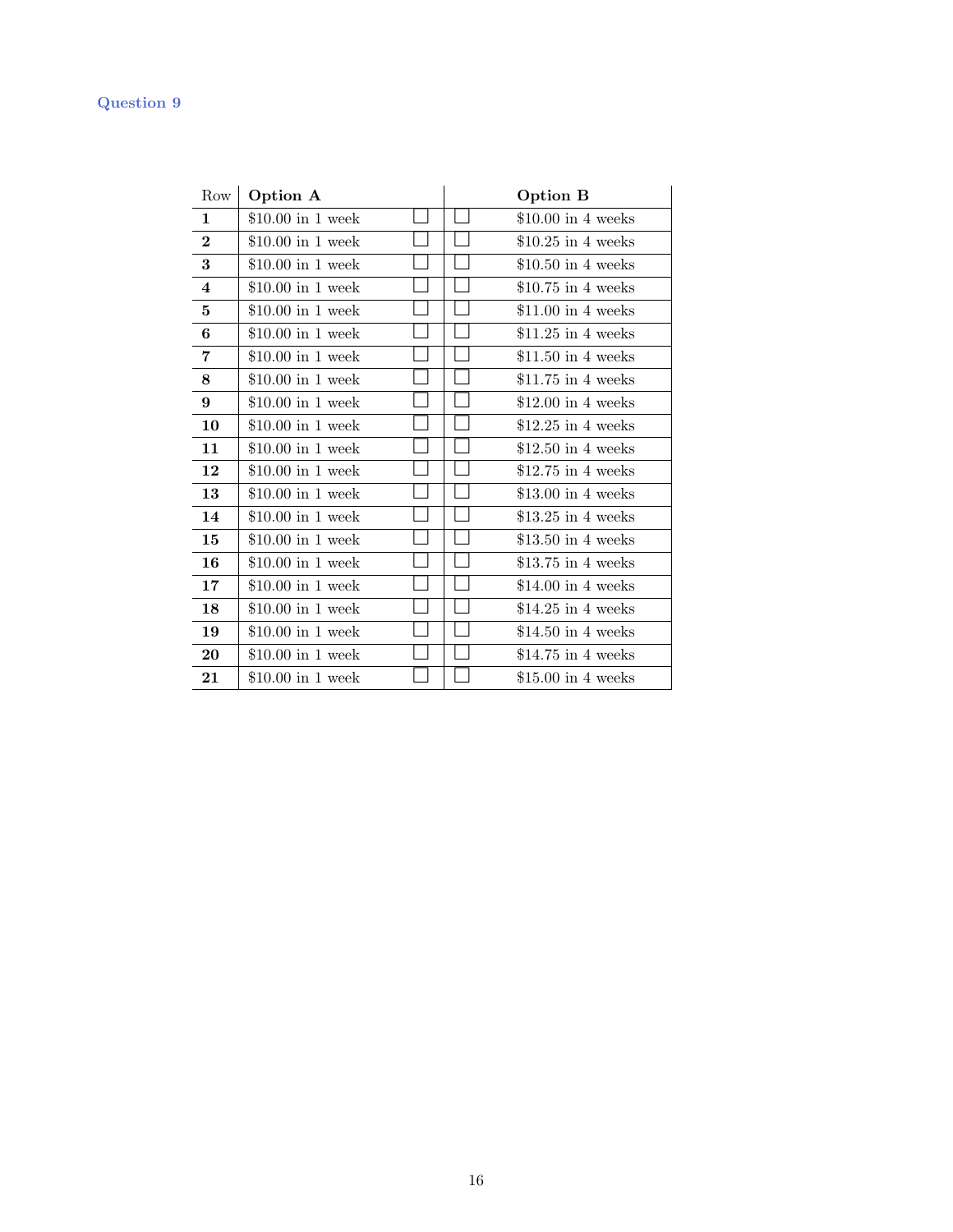### Question 9

| Row | Option A | | | Option B |
|---|---|---|---|---|
| **1** | $10.00 in 1 week | ☐ | ☐ | $10.00 in 4 weeks |
| **2** | $10.00 in 1 week | ☐ | ☐ | $10.25 in 4 weeks |
| **3** | $10.00 in 1 week | ☐ | ☐ | $10.50 in 4 weeks |
| **4** | $10.00 in 1 week | ☐ | ☐ | $10.75 in 4 weeks |
| **5** | $10.00 in 1 week | ☐ | ☐ | $11.00 in 4 weeks |
| **6** | $10.00 in 1 week | ☐ | ☐ | $11.25 in 4 weeks |
| **7** | $10.00 in 1 week | ☐ | ☐ | $11.50 in 4 weeks |
| **8** | $10.00 in 1 week | ☐ | ☐ | $11.75 in 4 weeks |
| **9** | $10.00 in 1 week | ☐ | ☐ | $12.00 in 4 weeks |
| **10** | $10.00 in 1 week | ☐ | ☐ | $12.25 in 4 weeks |
| **11** | $10.00 in 1 week | ☐ | ☐ | $12.50 in 4 weeks |
| **12** | $10.00 in 1 week | ☐ | ☐ | $12.75 in 4 weeks |
| **13** | $10.00 in 1 week | ☐ | ☐ | $13.00 in 4 weeks |
| **14** | $10.00 in 1 week | ☐ | ☐ | $13.25 in 4 weeks |
| **15** | $10.00 in 1 week | ☐ | ☐ | $13.50 in 4 weeks |
| **16** | $10.00 in 1 week | ☐ | ☐ | $13.75 in 4 weeks |
| **17** | $10.00 in 1 week | ☐ | ☐ | $14.00 in 4 weeks |
| **18** | $10.00 in 1 week | ☐ | ☐ | $14.25 in 4 weeks |
| **19** | $10.00 in 1 week | ☐ | ☐ | $14.50 in 4 weeks |
| **20** | $10.00 in 1 week | ☐ | ☐ | $14.75 in 4 weeks |
| **21** | $10.00 in 1 week | ☐ | ☐ | $15.00 in 4 weeks |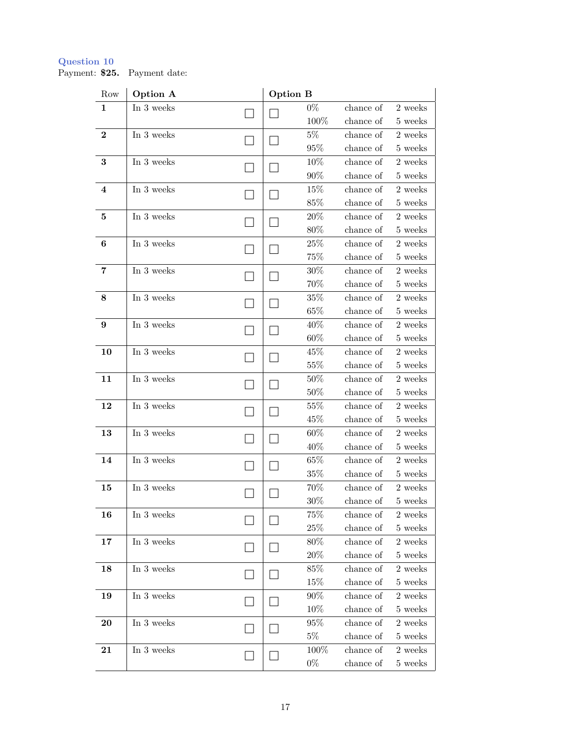### Question 10

Payment: **$25.** Payment date:

| Row | Option A | | | Option B | | |
|---|---|---|---|---|---|---|
| **1** | In 3 weeks | ☐ | ☐ | 0% | chance of | 2 weeks |
| | | | | 100% | chance of | 5 weeks |
| **2** | In 3 weeks | ☐ | ☐ | 5% | chance of | 2 weeks |
| | | | | 95% | chance of | 5 weeks |
| **3** | In 3 weeks | ☐ | ☐ | 10% | chance of | 2 weeks |
| | | | | 90% | chance of | 5 weeks |
| **4** | In 3 weeks | ☐ | ☐ | 15% | chance of | 2 weeks |
| | | | | 85% | chance of | 5 weeks |
| **5** | In 3 weeks | ☐ | ☐ | 20% | chance of | 2 weeks |
| | | | | 80% | chance of | 5 weeks |
| **6** | In 3 weeks | ☐ | ☐ | 25% | chance of | 2 weeks |
| | | | | 75% | chance of | 5 weeks |
| **7** | In 3 weeks | ☐ | ☐ | 30% | chance of | 2 weeks |
| | | | | 70% | chance of | 5 weeks |
| **8** | In 3 weeks | ☐ | ☐ | 35% | chance of | 2 weeks |
| | | | | 65% | chance of | 5 weeks |
| **9** | In 3 weeks | ☐ | ☐ | 40% | chance of | 2 weeks |
| | | | | 60% | chance of | 5 weeks |
| **10** | In 3 weeks | ☐ | ☐ | 45% | chance of | 2 weeks |
| | | | | 55% | chance of | 5 weeks |
| **11** | In 3 weeks | ☐ | ☐ | 50% | chance of | 2 weeks |
| | | | | 50% | chance of | 5 weeks |
| **12** | In 3 weeks | ☐ | ☐ | 55% | chance of | 2 weeks |
| | | | | 45% | chance of | 5 weeks |
| **13** | In 3 weeks | ☐ | ☐ | 60% | chance of | 2 weeks |
| | | | | 40% | chance of | 5 weeks |
| **14** | In 3 weeks | ☐ | ☐ | 65% | chance of | 2 weeks |
| | | | | 35% | chance of | 5 weeks |
| **15** | In 3 weeks | ☐ | ☐ | 70% | chance of | 2 weeks |
| | | | | 30% | chance of | 5 weeks |
| **16** | In 3 weeks | ☐ | ☐ | 75% | chance of | 2 weeks |
| | | | | 25% | chance of | 5 weeks |
| **17** | In 3 weeks | ☐ | ☐ | 80% | chance of | 2 weeks |
| | | | | 20% | chance of | 5 weeks |
| **18** | In 3 weeks | ☐ | ☐ | 85% | chance of | 2 weeks |
| | | | | 15% | chance of | 5 weeks |
| **19** | In 3 weeks | ☐ | ☐ | 90% | chance of | 2 weeks |
| | | | | 10% | chance of | 5 weeks |
| **20** | In 3 weeks | ☐ | ☐ | 95% | chance of | 2 weeks |
| | | | | 5% | chance of | 5 weeks |
| **21** | In 3 weeks | ☐ | ☐ | 100% | chance of | 2 weeks |
| | | | | 0% | chance of | 5 weeks |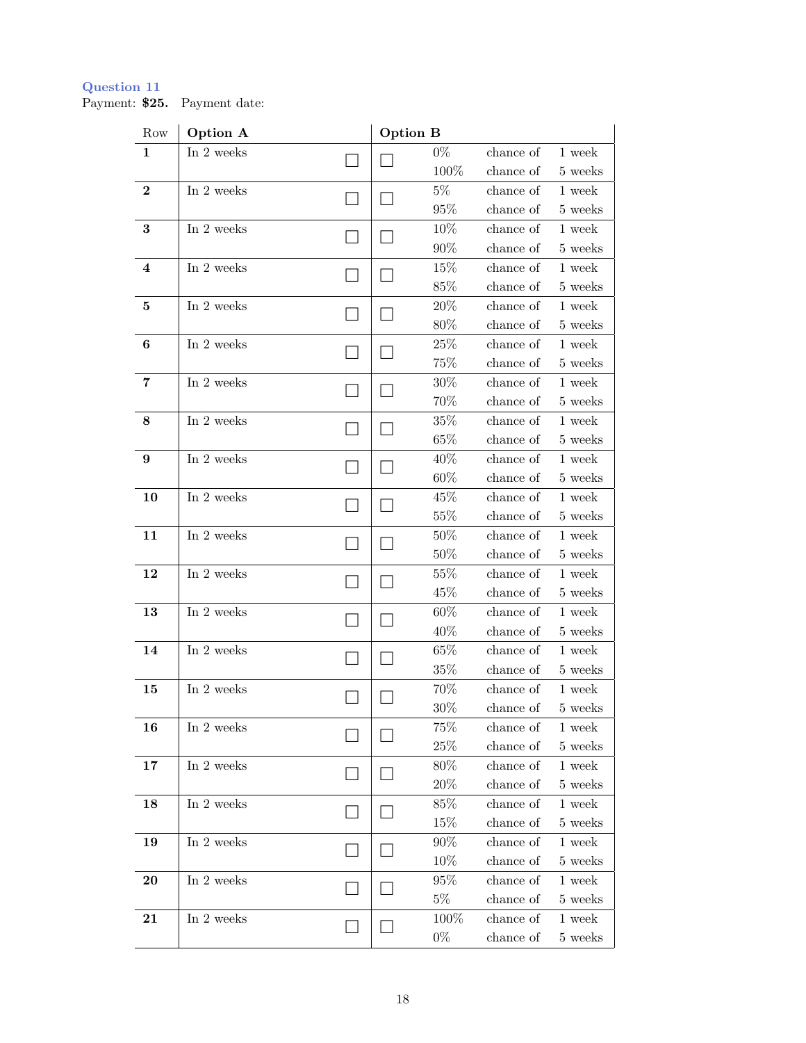### Question 11

Payment: **$25.** Payment date:

| Row | Option A | | | Option B | | |
|---|---|---|---|---|---|---|
| **1** | In 2 weeks | ☐ | ☐ | 0%<br>100% | chance of<br>chance of | 1 week<br>5 weeks |
| **2** | In 2 weeks | ☐ | ☐ | 5%<br>95% | chance of<br>chance of | 1 week<br>5 weeks |
| **3** | In 2 weeks | ☐ | ☐ | 10%<br>90% | chance of<br>chance of | 1 week<br>5 weeks |
| **4** | In 2 weeks | ☐ | ☐ | 15%<br>85% | chance of<br>chance of | 1 week<br>5 weeks |
| **5** | In 2 weeks | ☐ | ☐ | 20%<br>80% | chance of<br>chance of | 1 week<br>5 weeks |
| **6** | In 2 weeks | ☐ | ☐ | 25%<br>75% | chance of<br>chance of | 1 week<br>5 weeks |
| **7** | In 2 weeks | ☐ | ☐ | 30%<br>70% | chance of<br>chance of | 1 week<br>5 weeks |
| **8** | In 2 weeks | ☐ | ☐ | 35%<br>65% | chance of<br>chance of | 1 week<br>5 weeks |
| **9** | In 2 weeks | ☐ | ☐ | 40%<br>60% | chance of<br>chance of | 1 week<br>5 weeks |
| **10** | In 2 weeks | ☐ | ☐ | 45%<br>55% | chance of<br>chance of | 1 week<br>5 weeks |
| **11** | In 2 weeks | ☐ | ☐ | 50%<br>50% | chance of<br>chance of | 1 week<br>5 weeks |
| **12** | In 2 weeks | ☐ | ☐ | 55%<br>45% | chance of<br>chance of | 1 week<br>5 weeks |
| **13** | In 2 weeks | ☐ | ☐ | 60%<br>40% | chance of<br>chance of | 1 week<br>5 weeks |
| **14** | In 2 weeks | ☐ | ☐ | 65%<br>35% | chance of<br>chance of | 1 week<br>5 weeks |
| **15** | In 2 weeks | ☐ | ☐ | 70%<br>30% | chance of<br>chance of | 1 week<br>5 weeks |
| **16** | In 2 weeks | ☐ | ☐ | 75%<br>25% | chance of<br>chance of | 1 week<br>5 weeks |
| **17** | In 2 weeks | ☐ | ☐ | 80%<br>20% | chance of<br>chance of | 1 week<br>5 weeks |
| **18** | In 2 weeks | ☐ | ☐ | 85%<br>15% | chance of<br>chance of | 1 week<br>5 weeks |
| **19** | In 2 weeks | ☐ | ☐ | 90%<br>10% | chance of<br>chance of | 1 week<br>5 weeks |
| **20** | In 2 weeks | ☐ | ☐ | 95%<br>5% | chance of<br>chance of | 1 week<br>5 weeks |
| **21** | In 2 weeks | ☐ | ☐ | 100%<br>0% | chance of<br>chance of | 1 week<br>5 weeks |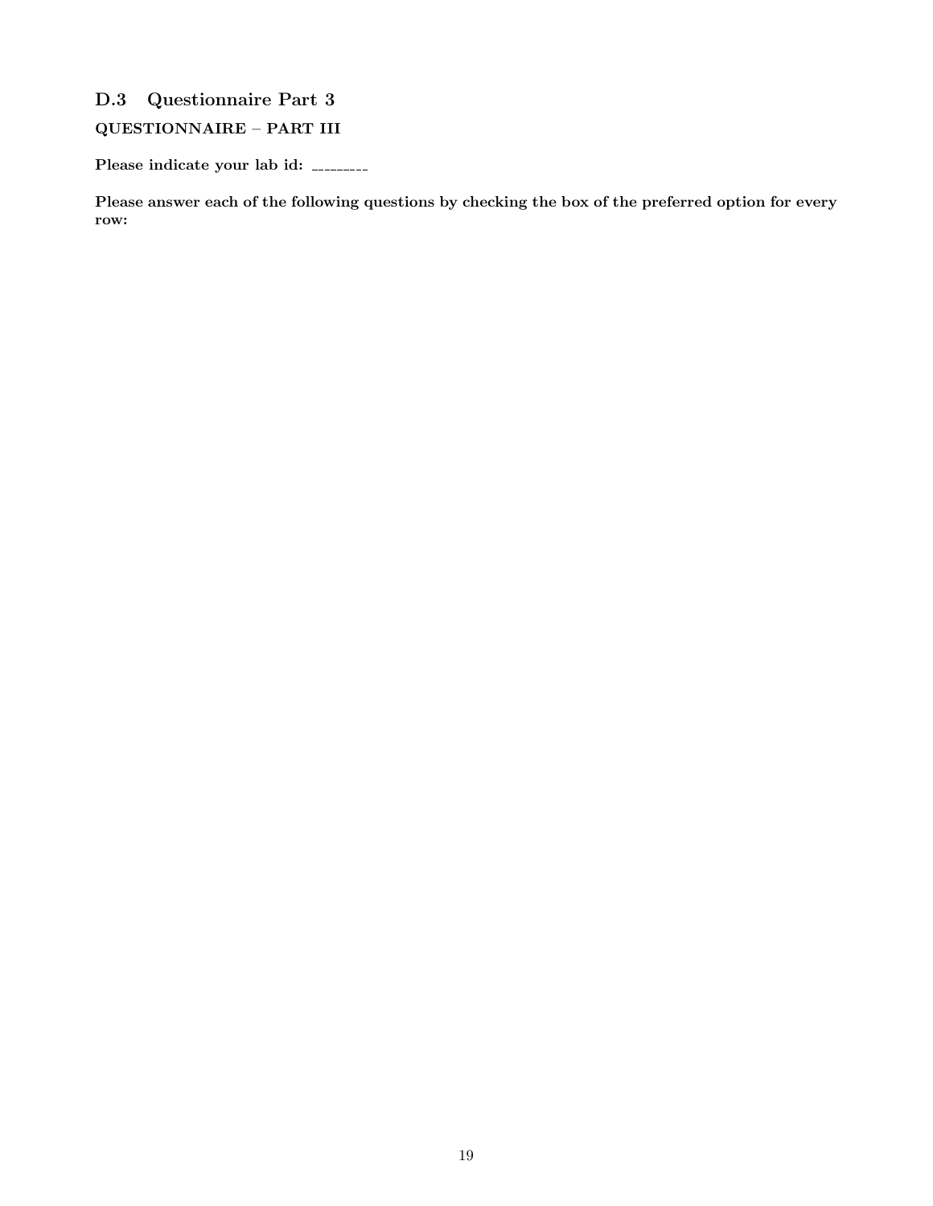## D.3 Questionnaire Part 3

**QUESTIONNAIRE – PART III**

**Please indicate your lab id: \_\_\_\_\_\_\_\_\_**

**Please answer each of the following questions by checking the box of the preferred option for every row:**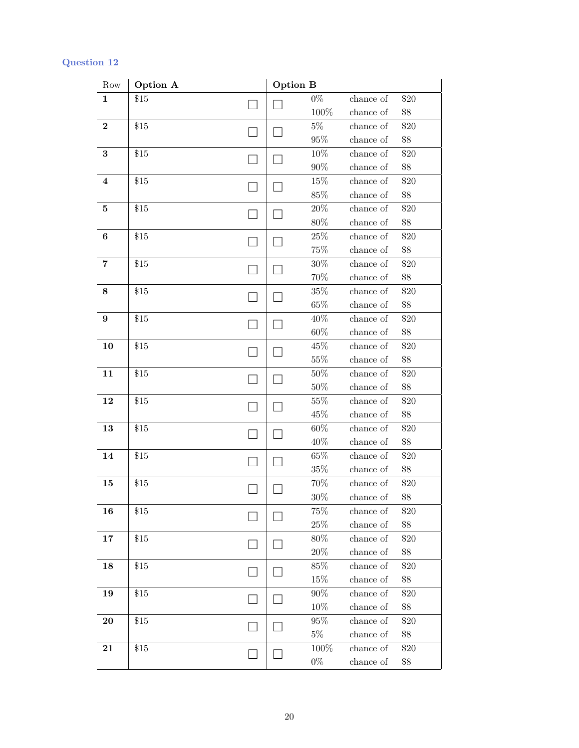### Question 12

| Row | Option A | | | Option B | | |
|---|---|---|---|---|---|---|
| **1** | $15 | ☐ | ☐ | 0%<br>100% | chance of<br>chance of | $20<br>$8 |
| **2** | $15 | ☐ | ☐ | 5%<br>95% | chance of<br>chance of | $20<br>$8 |
| **3** | $15 | ☐ | ☐ | 10%<br>90% | chance of<br>chance of | $20<br>$8 |
| **4** | $15 | ☐ | ☐ | 15%<br>85% | chance of<br>chance of | $20<br>$8 |
| **5** | $15 | ☐ | ☐ | 20%<br>80% | chance of<br>chance of | $20<br>$8 |
| **6** | $15 | ☐ | ☐ | 25%<br>75% | chance of<br>chance of | $20<br>$8 |
| **7** | $15 | ☐ | ☐ | 30%<br>70% | chance of<br>chance of | $20<br>$8 |
| **8** | $15 | ☐ | ☐ | 35%<br>65% | chance of<br>chance of | $20<br>$8 |
| **9** | $15 | ☐ | ☐ | 40%<br>60% | chance of<br>chance of | $20<br>$8 |
| **10** | $15 | ☐ | ☐ | 45%<br>55% | chance of<br>chance of | $20<br>$8 |
| **11** | $15 | ☐ | ☐ | 50%<br>50% | chance of<br>chance of | $20<br>$8 |
| **12** | $15 | ☐ | ☐ | 55%<br>45% | chance of<br>chance of | $20<br>$8 |
| **13** | $15 | ☐ | ☐ | 60%<br>40% | chance of<br>chance of | $20<br>$8 |
| **14** | $15 | ☐ | ☐ | 65%<br>35% | chance of<br>chance of | $20<br>$8 |
| **15** | $15 | ☐ | ☐ | 70%<br>30% | chance of<br>chance of | $20<br>$8 |
| **16** | $15 | ☐ | ☐ | 75%<br>25% | chance of<br>chance of | $20<br>$8 |
| **17** | $15 | ☐ | ☐ | 80%<br>20% | chance of<br>chance of | $20<br>$8 |
| **18** | $15 | ☐ | ☐ | 85%<br>15% | chance of<br>chance of | $20<br>$8 |
| **19** | $15 | ☐ | ☐ | 90%<br>10% | chance of<br>chance of | $20<br>$8 |
| **20** | $15 | ☐ | ☐ | 95%<br>5% | chance of<br>chance of | $20<br>$8 |
| **21** | $15 | ☐ | ☐ | 100%<br>0% | chance of<br>chance of | $20<br>$8 |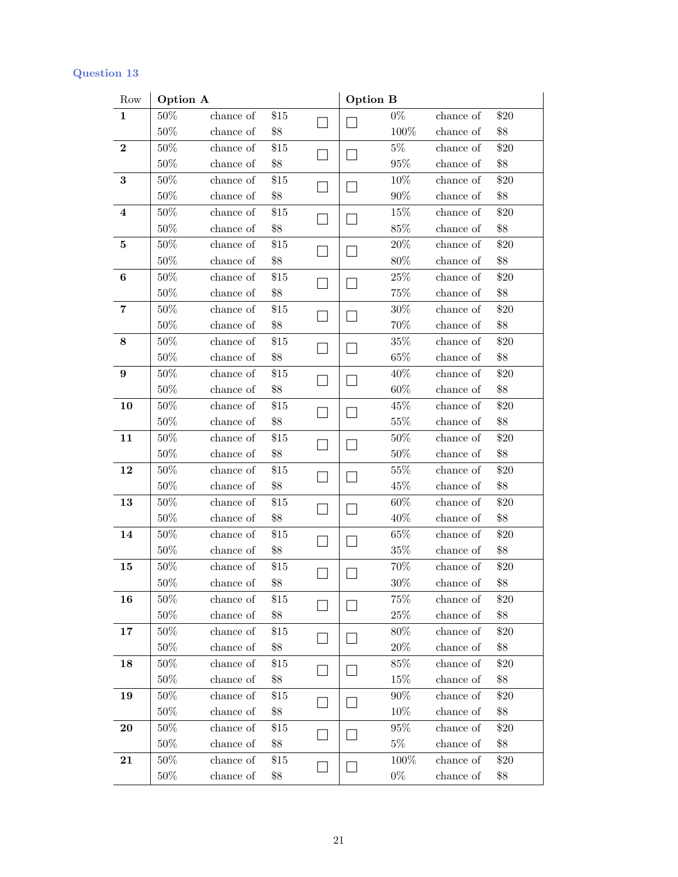### Question 13

| Row | Option A | | | | | Option B | | |
|---|---|---|---|---|---|---|---|---|
| **1** | 50% | chance of | $15 | ☐ | ☐ | 0% | chance of | $20 |
| | 50% | chance of | $8 | | | 100% | chance of | $8 |
| **2** | 50% | chance of | $15 | ☐ | ☐ | 5% | chance of | $20 |
| | 50% | chance of | $8 | | | 95% | chance of | $8 |
| **3** | 50% | chance of | $15 | ☐ | ☐ | 10% | chance of | $20 |
| | 50% | chance of | $8 | | | 90% | chance of | $8 |
| **4** | 50% | chance of | $15 | ☐ | ☐ | 15% | chance of | $20 |
| | 50% | chance of | $8 | | | 85% | chance of | $8 |
| **5** | 50% | chance of | $15 | ☐ | ☐ | 20% | chance of | $20 |
| | 50% | chance of | $8 | | | 80% | chance of | $8 |
| **6** | 50% | chance of | $15 | ☐ | ☐ | 25% | chance of | $20 |
| | 50% | chance of | $8 | | | 75% | chance of | $8 |
| **7** | 50% | chance of | $15 | ☐ | ☐ | 30% | chance of | $20 |
| | 50% | chance of | $8 | | | 70% | chance of | $8 |
| **8** | 50% | chance of | $15 | ☐ | ☐ | 35% | chance of | $20 |
| | 50% | chance of | $8 | | | 65% | chance of | $8 |
| **9** | 50% | chance of | $15 | ☐ | ☐ | 40% | chance of | $20 |
| | 50% | chance of | $8 | | | 60% | chance of | $8 |
| **10** | 50% | chance of | $15 | ☐ | ☐ | 45% | chance of | $20 |
| | 50% | chance of | $8 | | | 55% | chance of | $8 |
| **11** | 50% | chance of | $15 | ☐ | ☐ | 50% | chance of | $20 |
| | 50% | chance of | $8 | | | 50% | chance of | $8 |
| **12** | 50% | chance of | $15 | ☐ | ☐ | 55% | chance of | $20 |
| | 50% | chance of | $8 | | | 45% | chance of | $8 |
| **13** | 50% | chance of | $15 | ☐ | ☐ | 60% | chance of | $20 |
| | 50% | chance of | $8 | | | 40% | chance of | $8 |
| **14** | 50% | chance of | $15 | ☐ | ☐ | 65% | chance of | $20 |
| | 50% | chance of | $8 | | | 35% | chance of | $8 |
| **15** | 50% | chance of | $15 | ☐ | ☐ | 70% | chance of | $20 |
| | 50% | chance of | $8 | | | 30% | chance of | $8 |
| **16** | 50% | chance of | $15 | ☐ | ☐ | 75% | chance of | $20 |
| | 50% | chance of | $8 | | | 25% | chance of | $8 |
| **17** | 50% | chance of | $15 | ☐ | ☐ | 80% | chance of | $20 |
| | 50% | chance of | $8 | | | 20% | chance of | $8 |
| **18** | 50% | chance of | $15 | ☐ | ☐ | 85% | chance of | $20 |
| | 50% | chance of | $8 | | | 15% | chance of | $8 |
| **19** | 50% | chance of | $15 | ☐ | ☐ | 90% | chance of | $20 |
| | 50% | chance of | $8 | | | 10% | chance of | $8 |
| **20** | 50% | chance of | $15 | ☐ | ☐ | 95% | chance of | $20 |
| | 50% | chance of | $8 | | | 5% | chance of | $8 |
| **21** | 50% | chance of | $15 | ☐ | ☐ | 100% | chance of | $20 |
| | 50% | chance of | $8 | | | 0% | chance of | $8 |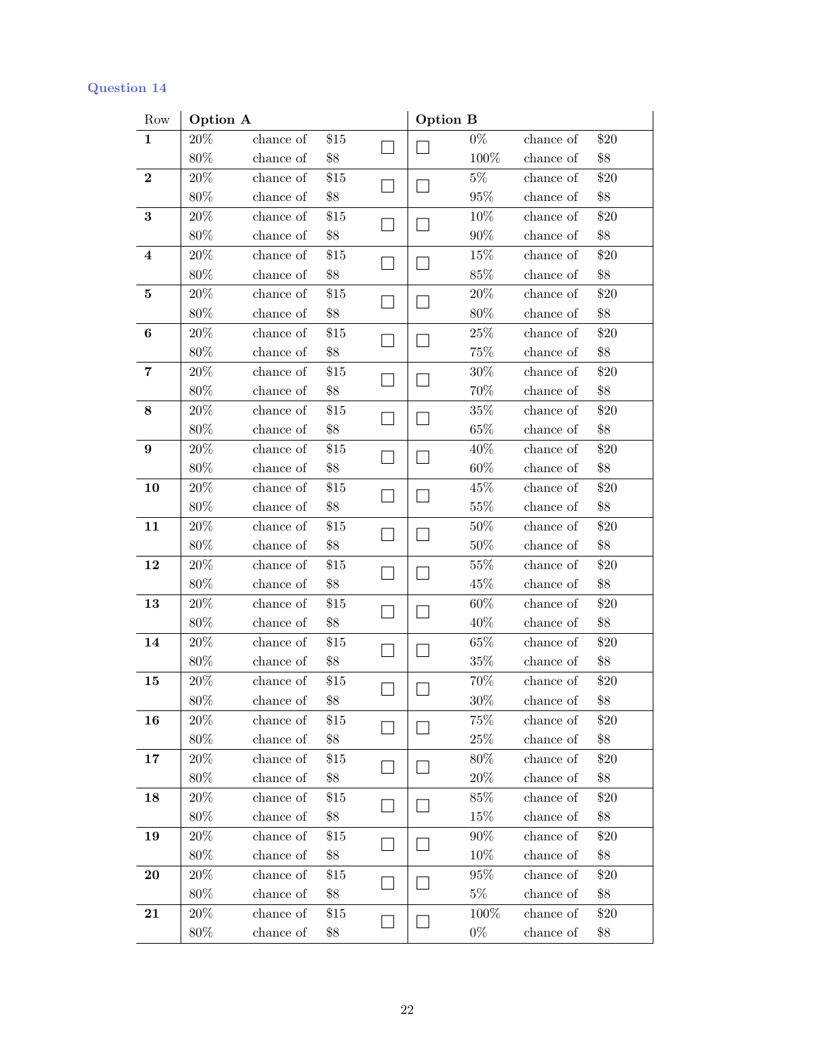### Question 14

| Row | Option A | | | | | Option B | | |
|---|---|---|---|---|---|---|---|---|
| **1** | 20% | chance of | $15 | ☐ | ☐ | 0% | chance of | $20 |
| | 80% | chance of | $8 | | | 100% | chance of | $8 |
| **2** | 20% | chance of | $15 | ☐ | ☐ | 5% | chance of | $20 |
| | 80% | chance of | $8 | | | 95% | chance of | $8 |
| **3** | 20% | chance of | $15 | ☐ | ☐ | 10% | chance of | $20 |
| | 80% | chance of | $8 | | | 90% | chance of | $8 |
| **4** | 20% | chance of | $15 | ☐ | ☐ | 15% | chance of | $20 |
| | 80% | chance of | $8 | | | 85% | chance of | $8 |
| **5** | 20% | chance of | $15 | ☐ | ☐ | 20% | chance of | $20 |
| | 80% | chance of | $8 | | | 80% | chance of | $8 |
| **6** | 20% | chance of | $15 | ☐ | ☐ | 25% | chance of | $20 |
| | 80% | chance of | $8 | | | 75% | chance of | $8 |
| **7** | 20% | chance of | $15 | ☐ | ☐ | 30% | chance of | $20 |
| | 80% | chance of | $8 | | | 70% | chance of | $8 |
| **8** | 20% | chance of | $15 | ☐ | ☐ | 35% | chance of | $20 |
| | 80% | chance of | $8 | | | 65% | chance of | $8 |
| **9** | 20% | chance of | $15 | ☐ | ☐ | 40% | chance of | $20 |
| | 80% | chance of | $8 | | | 60% | chance of | $8 |
| **10** | 20% | chance of | $15 | ☐ | ☐ | 45% | chance of | $20 |
| | 80% | chance of | $8 | | | 55% | chance of | $8 |
| **11** | 20% | chance of | $15 | ☐ | ☐ | 50% | chance of | $20 |
| | 80% | chance of | $8 | | | 50% | chance of | $8 |
| **12** | 20% | chance of | $15 | ☐ | ☐ | 55% | chance of | $20 |
| | 80% | chance of | $8 | | | 45% | chance of | $8 |
| **13** | 20% | chance of | $15 | ☐ | ☐ | 60% | chance of | $20 |
| | 80% | chance of | $8 | | | 40% | chance of | $8 |
| **14** | 20% | chance of | $15 | ☐ | ☐ | 65% | chance of | $20 |
| | 80% | chance of | $8 | | | 35% | chance of | $8 |
| **15** | 20% | chance of | $15 | ☐ | ☐ | 70% | chance of | $20 |
| | 80% | chance of | $8 | | | 30% | chance of | $8 |
| **16** | 20% | chance of | $15 | ☐ | ☐ | 75% | chance of | $20 |
| | 80% | chance of | $8 | | | 25% | chance of | $8 |
| **17** | 20% | chance of | $15 | ☐ | ☐ | 80% | chance of | $20 |
| | 80% | chance of | $8 | | | 20% | chance of | $8 |
| **18** | 20% | chance of | $15 | ☐ | ☐ | 85% | chance of | $20 |
| | 80% | chance of | $8 | | | 15% | chance of | $8 |
| **19** | 20% | chance of | $15 | ☐ | ☐ | 90% | chance of | $20 |
| | 80% | chance of | $8 | | | 10% | chance of | $8 |
| **20** | 20% | chance of | $15 | ☐ | ☐ | 95% | chance of | $20 |
| | 80% | chance of | $8 | | | 5% | chance of | $8 |
| **21** | 20% | chance of | $15 | ☐ | ☐ | 100% | chance of | $20 |
| | 80% | chance of | $8 | | | 0% | chance of | $8 |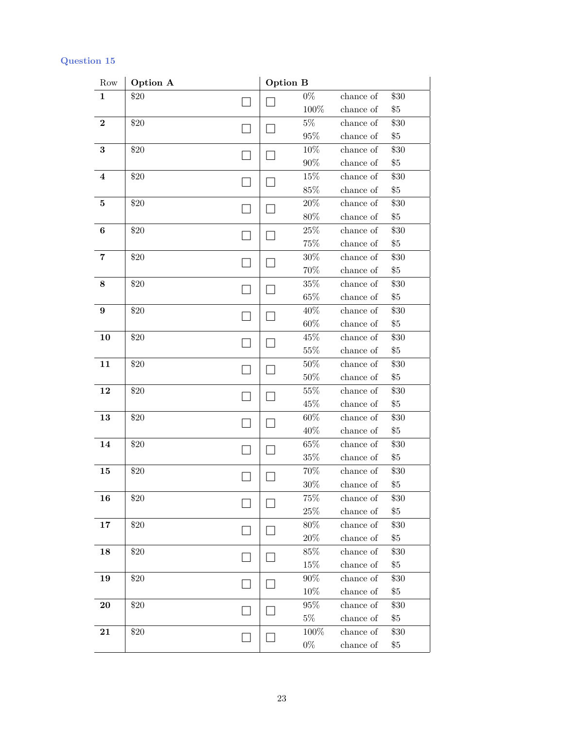### Question 15

| Row | Option A | | | Option B | | |
|---|---|---|---|---|---|---|
| **1** | $20 | ☐ | ☐ | 0% | chance of | $30 |
| | | | | 100% | chance of | $5 |
| **2** | $20 | ☐ | ☐ | 5% | chance of | $30 |
| | | | | 95% | chance of | $5 |
| **3** | $20 | ☐ | ☐ | 10% | chance of | $30 |
| | | | | 90% | chance of | $5 |
| **4** | $20 | ☐ | ☐ | 15% | chance of | $30 |
| | | | | 85% | chance of | $5 |
| **5** | $20 | ☐ | ☐ | 20% | chance of | $30 |
| | | | | 80% | chance of | $5 |
| **6** | $20 | ☐ | ☐ | 25% | chance of | $30 |
| | | | | 75% | chance of | $5 |
| **7** | $20 | ☐ | ☐ | 30% | chance of | $30 |
| | | | | 70% | chance of | $5 |
| **8** | $20 | ☐ | ☐ | 35% | chance of | $30 |
| | | | | 65% | chance of | $5 |
| **9** | $20 | ☐ | ☐ | 40% | chance of | $30 |
| | | | | 60% | chance of | $5 |
| **10** | $20 | ☐ | ☐ | 45% | chance of | $30 |
| | | | | 55% | chance of | $5 |
| **11** | $20 | ☐ | ☐ | 50% | chance of | $30 |
| | | | | 50% | chance of | $5 |
| **12** | $20 | ☐ | ☐ | 55% | chance of | $30 |
| | | | | 45% | chance of | $5 |
| **13** | $20 | ☐ | ☐ | 60% | chance of | $30 |
| | | | | 40% | chance of | $5 |
| **14** | $20 | ☐ | ☐ | 65% | chance of | $30 |
| | | | | 35% | chance of | $5 |
| **15** | $20 | ☐ | ☐ | 70% | chance of | $30 |
| | | | | 30% | chance of | $5 |
| **16** | $20 | ☐ | ☐ | 75% | chance of | $30 |
| | | | | 25% | chance of | $5 |
| **17** | $20 | ☐ | ☐ | 80% | chance of | $30 |
| | | | | 20% | chance of | $5 |
| **18** | $20 | ☐ | ☐ | 85% | chance of | $30 |
| | | | | 15% | chance of | $5 |
| **19** | $20 | ☐ | ☐ | 90% | chance of | $30 |
| | | | | 10% | chance of | $5 |
| **20** | $20 | ☐ | ☐ | 95% | chance of | $30 |
| | | | | 5% | chance of | $5 |
| **21** | $20 | ☐ | ☐ | 100% | chance of | $30 |
| | | | | 0% | chance of | $5 |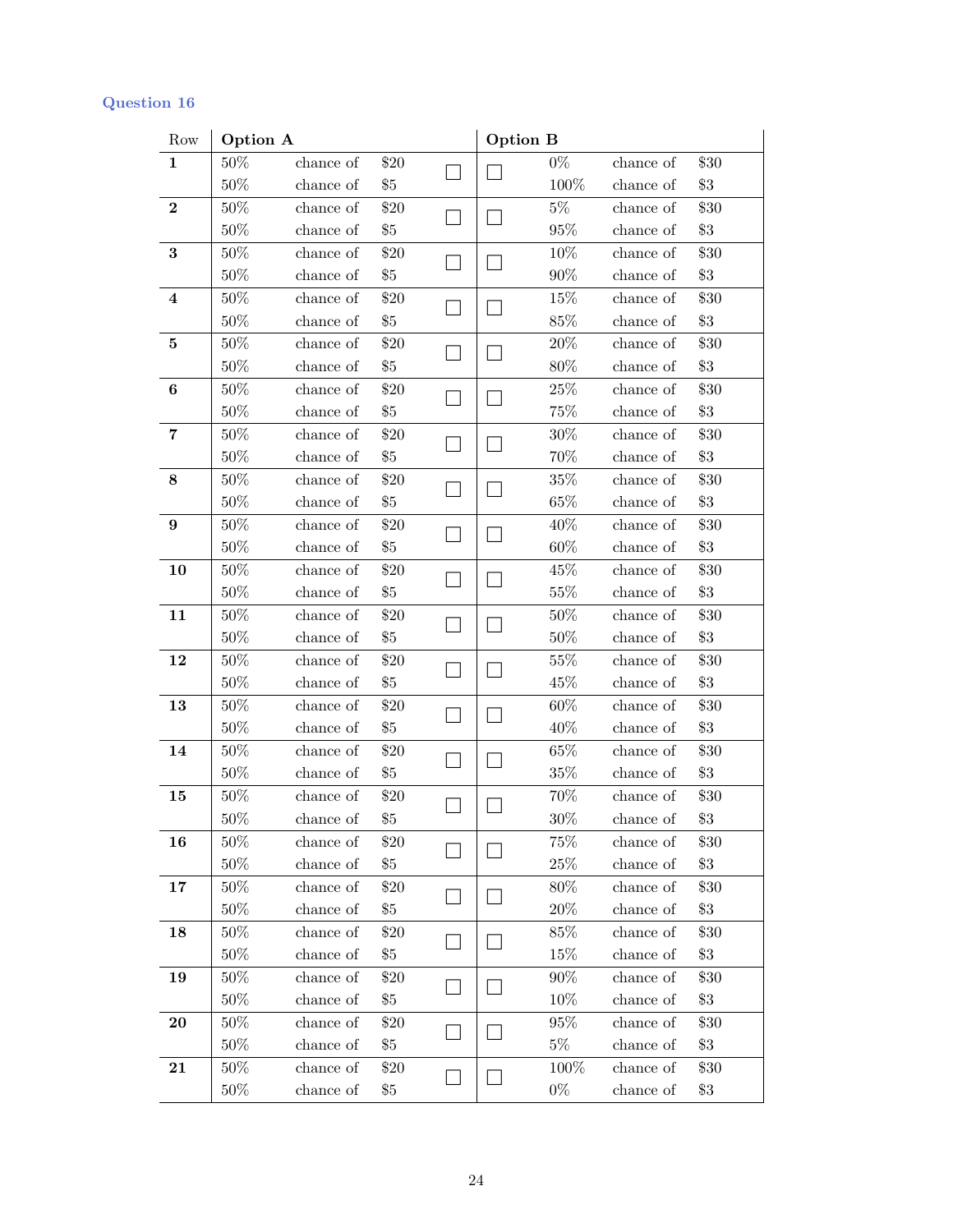### Question 16

| Row | Option A | | | | | Option B | | |
|---|---|---|---|---|---|---|---|---|
| **1** | 50% | chance of | $20 | ☐ | ☐ | 0% | chance of | $30 |
| | 50% | chance of | $5 | | | 100% | chance of | $3 |
| **2** | 50% | chance of | $20 | ☐ | ☐ | 5% | chance of | $30 |
| | 50% | chance of | $5 | | | 95% | chance of | $3 |
| **3** | 50% | chance of | $20 | ☐ | ☐ | 10% | chance of | $30 |
| | 50% | chance of | $5 | | | 90% | chance of | $3 |
| **4** | 50% | chance of | $20 | ☐ | ☐ | 15% | chance of | $30 |
| | 50% | chance of | $5 | | | 85% | chance of | $3 |
| **5** | 50% | chance of | $20 | ☐ | ☐ | 20% | chance of | $30 |
| | 50% | chance of | $5 | | | 80% | chance of | $3 |
| **6** | 50% | chance of | $20 | ☐ | ☐ | 25% | chance of | $30 |
| | 50% | chance of | $5 | | | 75% | chance of | $3 |
| **7** | 50% | chance of | $20 | ☐ | ☐ | 30% | chance of | $30 |
| | 50% | chance of | $5 | | | 70% | chance of | $3 |
| **8** | 50% | chance of | $20 | ☐ | ☐ | 35% | chance of | $30 |
| | 50% | chance of | $5 | | | 65% | chance of | $3 |
| **9** | 50% | chance of | $20 | ☐ | ☐ | 40% | chance of | $30 |
| | 50% | chance of | $5 | | | 60% | chance of | $3 |
| **10** | 50% | chance of | $20 | ☐ | ☐ | 45% | chance of | $30 |
| | 50% | chance of | $5 | | | 55% | chance of | $3 |
| **11** | 50% | chance of | $20 | ☐ | ☐ | 50% | chance of | $30 |
| | 50% | chance of | $5 | | | 50% | chance of | $3 |
| **12** | 50% | chance of | $20 | ☐ | ☐ | 55% | chance of | $30 |
| | 50% | chance of | $5 | | | 45% | chance of | $3 |
| **13** | 50% | chance of | $20 | ☐ | ☐ | 60% | chance of | $30 |
| | 50% | chance of | $5 | | | 40% | chance of | $3 |
| **14** | 50% | chance of | $20 | ☐ | ☐ | 65% | chance of | $30 |
| | 50% | chance of | $5 | | | 35% | chance of | $3 |
| **15** | 50% | chance of | $20 | ☐ | ☐ | 70% | chance of | $30 |
| | 50% | chance of | $5 | | | 30% | chance of | $3 |
| **16** | 50% | chance of | $20 | ☐ | ☐ | 75% | chance of | $30 |
| | 50% | chance of | $5 | | | 25% | chance of | $3 |
| **17** | 50% | chance of | $20 | ☐ | ☐ | 80% | chance of | $30 |
| | 50% | chance of | $5 | | | 20% | chance of | $3 |
| **18** | 50% | chance of | $20 | ☐ | ☐ | 85% | chance of | $30 |
| | 50% | chance of | $5 | | | 15% | chance of | $3 |
| **19** | 50% | chance of | $20 | ☐ | ☐ | 90% | chance of | $30 |
| | 50% | chance of | $5 | | | 10% | chance of | $3 |
| **20** | 50% | chance of | $20 | ☐ | ☐ | 95% | chance of | $30 |
| | 50% | chance of | $5 | | | 5% | chance of | $3 |
| **21** | 50% | chance of | $20 | ☐ | ☐ | 100% | chance of | $30 |
| | 50% | chance of | $5 | | | 0% | chance of | $3 |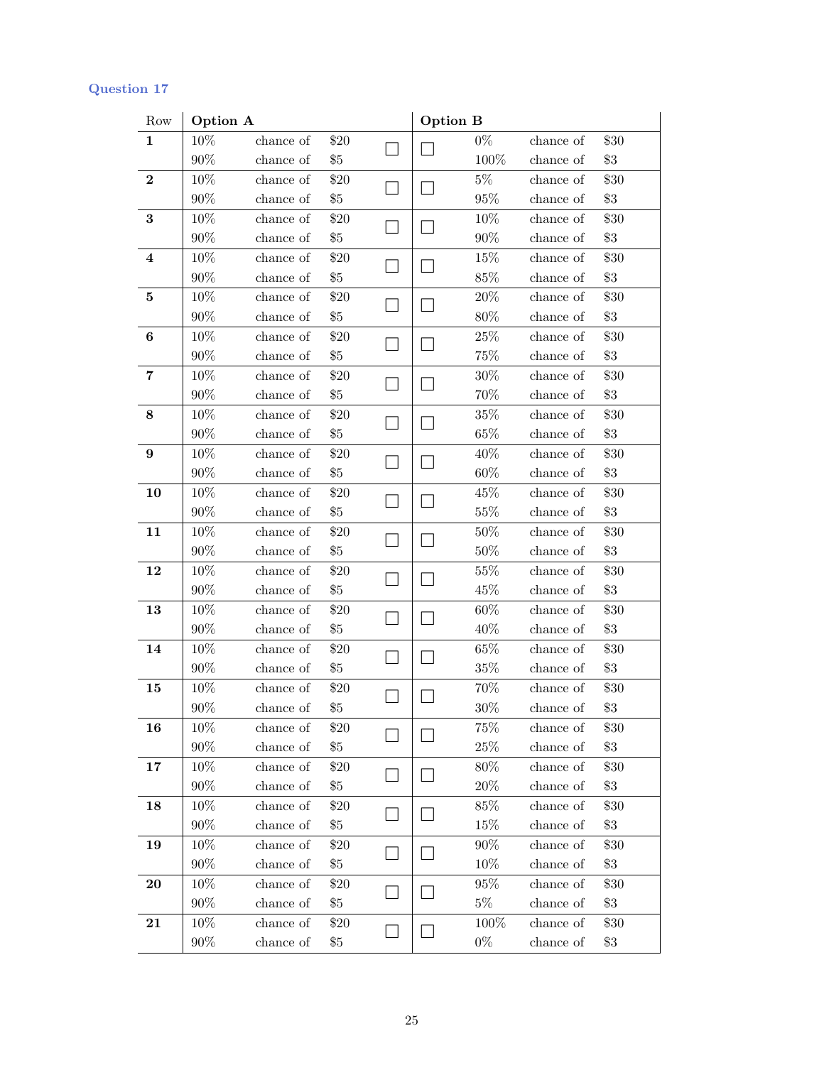### Question 17

| Row | Option A | | | | | Option B | | |
|---|---|---|---|---|---|---|---|---|
| **1** | 10% | chance of | $20 | ☐ | ☐ | 0% | chance of | $30 |
| | 90% | chance of | $5 | | | 100% | chance of | $3 |
| **2** | 10% | chance of | $20 | ☐ | ☐ | 5% | chance of | $30 |
| | 90% | chance of | $5 | | | 95% | chance of | $3 |
| **3** | 10% | chance of | $20 | ☐ | ☐ | 10% | chance of | $30 |
| | 90% | chance of | $5 | | | 90% | chance of | $3 |
| **4** | 10% | chance of | $20 | ☐ | ☐ | 15% | chance of | $30 |
| | 90% | chance of | $5 | | | 85% | chance of | $3 |
| **5** | 10% | chance of | $20 | ☐ | ☐ | 20% | chance of | $30 |
| | 90% | chance of | $5 | | | 80% | chance of | $3 |
| **6** | 10% | chance of | $20 | ☐ | ☐ | 25% | chance of | $30 |
| | 90% | chance of | $5 | | | 75% | chance of | $3 |
| **7** | 10% | chance of | $20 | ☐ | ☐ | 30% | chance of | $30 |
| | 90% | chance of | $5 | | | 70% | chance of | $3 |
| **8** | 10% | chance of | $20 | ☐ | ☐ | 35% | chance of | $30 |
| | 90% | chance of | $5 | | | 65% | chance of | $3 |
| **9** | 10% | chance of | $20 | ☐ | ☐ | 40% | chance of | $30 |
| | 90% | chance of | $5 | | | 60% | chance of | $3 |
| **10** | 10% | chance of | $20 | ☐ | ☐ | 45% | chance of | $30 |
| | 90% | chance of | $5 | | | 55% | chance of | $3 |
| **11** | 10% | chance of | $20 | ☐ | ☐ | 50% | chance of | $30 |
| | 90% | chance of | $5 | | | 50% | chance of | $3 |
| **12** | 10% | chance of | $20 | ☐ | ☐ | 55% | chance of | $30 |
| | 90% | chance of | $5 | | | 45% | chance of | $3 |
| **13** | 10% | chance of | $20 | ☐ | ☐ | 60% | chance of | $30 |
| | 90% | chance of | $5 | | | 40% | chance of | $3 |
| **14** | 10% | chance of | $20 | ☐ | ☐ | 65% | chance of | $30 |
| | 90% | chance of | $5 | | | 35% | chance of | $3 |
| **15** | 10% | chance of | $20 | ☐ | ☐ | 70% | chance of | $30 |
| | 90% | chance of | $5 | | | 30% | chance of | $3 |
| **16** | 10% | chance of | $20 | ☐ | ☐ | 75% | chance of | $30 |
| | 90% | chance of | $5 | | | 25% | chance of | $3 |
| **17** | 10% | chance of | $20 | ☐ | ☐ | 80% | chance of | $30 |
| | 90% | chance of | $5 | | | 20% | chance of | $3 |
| **18** | 10% | chance of | $20 | ☐ | ☐ | 85% | chance of | $30 |
| | 90% | chance of | $5 | | | 15% | chance of | $3 |
| **19** | 10% | chance of | $20 | ☐ | ☐ | 90% | chance of | $30 |
| | 90% | chance of | $5 | | | 10% | chance of | $3 |
| **20** | 10% | chance of | $20 | ☐ | ☐ | 95% | chance of | $30 |
| | 90% | chance of | $5 | | | 5% | chance of | $3 |
| **21** | 10% | chance of | $20 | ☐ | ☐ | 100% | chance of | $30 |
| | 90% | chance of | $5 | | | 0% | chance of | $3 |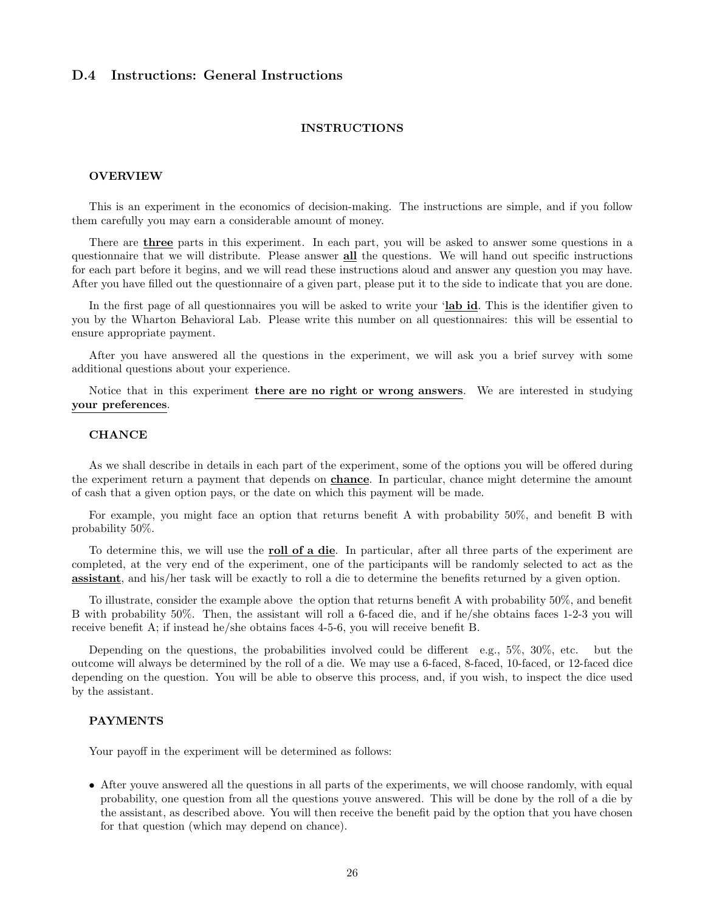## D.4 Instructions: General Instructions

### INSTRUCTIONS

#### OVERVIEW

This is an experiment in the economics of decision-making. The instructions are simple, and if you follow them carefully you may earn a considerable amount of money.

There are **three** parts in this experiment. In each part, you will be asked to answer some questions in a questionnaire that we will distribute. Please answer **all** the questions. We will hand out specific instructions for each part before it begins, and we will read these instructions aloud and answer any question you may have. After you have filled out the questionnaire of a given part, please put it to the side to indicate that you are done.

In the first page of all questionnaires you will be asked to write your '**lab id**. This is the identifier given to you by the Wharton Behavioral Lab. Please write this number on all questionnaires: this will be essential to ensure appropriate payment.

After you have answered all the questions in the experiment, we will ask you a brief survey with some additional questions about your experience.

Notice that in this experiment **there are no right or wrong answers**. We are interested in studying **your preferences**.

#### CHANCE

As we shall describe in details in each part of the experiment, some of the options you will be offered during the experiment return a payment that depends on **chance**. In particular, chance might determine the amount of cash that a given option pays, or the date on which this payment will be made.

For example, you might face an option that returns benefit A with probability 50%, and benefit B with probability 50%.

To determine this, we will use the **roll of a die**. In particular, after all three parts of the experiment are completed, at the very end of the experiment, one of the participants will be randomly selected to act as the **assistant**, and his/her task will be exactly to roll a die to determine the benefits returned by a given option.

To illustrate, consider the example above the option that returns benefit A with probability 50%, and benefit B with probability 50%. Then, the assistant will roll a 6-faced die, and if he/she obtains faces 1-2-3 you will receive benefit A; if instead he/she obtains faces 4-5-6, you will receive benefit B.

Depending on the questions, the probabilities involved could be different e.g., 5%, 30%, etc. but the outcome will always be determined by the roll of a die. We may use a 6-faced, 8-faced, 10-faced, or 12-faced dice depending on the question. You will be able to observe this process, and, if you wish, to inspect the dice used by the assistant.

#### PAYMENTS

Your payoff in the experiment will be determined as follows:

- After youve answered all the questions in all parts of the experiments, we will choose randomly, with equal probability, one question from all the questions youve answered. This will be done by the roll of a die by the assistant, as described above. You will then receive the benefit paid by the option that you have chosen for that question (which may depend on chance).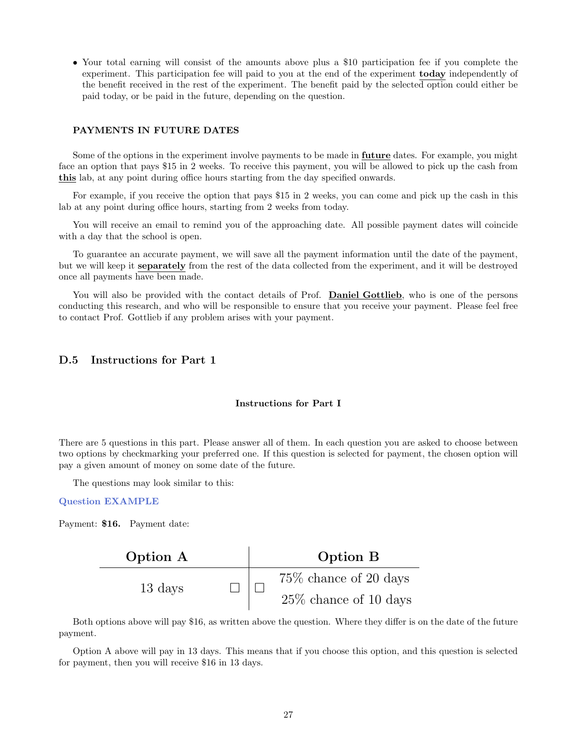- Your total earning will consist of the amounts above plus a $10 participation fee if you complete the experiment. This participation fee will paid to you at the end of the experiment **today** independently of the benefit received in the rest of the experiment. The benefit paid by the selected option could either be paid today, or be paid in the future, depending on the question.

#### PAYMENTS IN FUTURE DATES

Some of the options in the experiment involve payments to be made in **future** dates. For example, you might face an option that pays $15 in 2 weeks. To receive this payment, you will be allowed to pick up the cash from **this** lab, at any point during office hours starting from the day specified onwards.

For example, if you receive the option that pays $15 in 2 weeks, you can come and pick up the cash in this lab at any point during office hours, starting from 2 weeks from today.

You will receive an email to remind you of the approaching date. All possible payment dates will coincide with a day that the school is open.

To guarantee an accurate payment, we will save all the payment information until the date of the payment, but we will keep it **separately** from the rest of the data collected from the experiment, and it will be destroyed once all payments have been made.

You will also be provided with the contact details of Prof. **Daniel Gottlieb**, who is one of the persons conducting this research, and who will be responsible to ensure that you receive your payment. Please feel free to contact Prof. Gottlieb if any problem arises with your payment.

### D.5 Instructions for Part 1

#### Instructions for Part I

There are 5 questions in this part. Please answer all of them. In each question you are asked to choose between two options by checkmarking your preferred one. If this question is selected for payment, the chosen option will pay a given amount of money on some date of the future.

The questions may look similar to this:

Question EXAMPLE

Payment: **$16.** Payment date:

| Option A | | | Option B |
|---|---|---|---|
| 13 days | ☐ | ☐ | 75% chance of 20 days<br>25% chance of 10 days |

Both options above will pay $16, as written above the question. Where they differ is on the date of the future payment.

Option A above will pay in 13 days. This means that if you choose this option, and this question is selected for payment, then you will receive $16 in 13 days.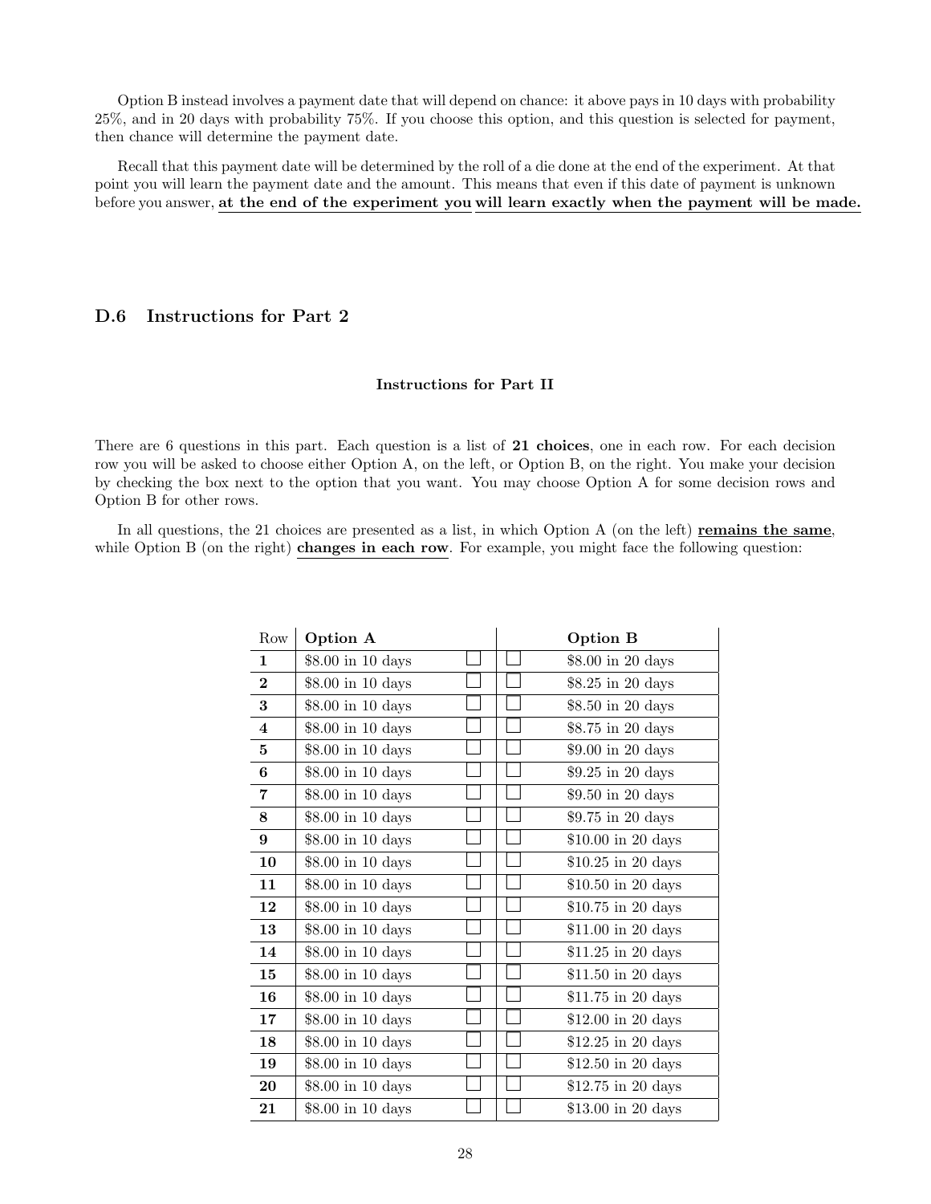Option B instead involves a payment date that will depend on chance: it above pays in 10 days with probability 25%, and in 20 days with probability 75%. If you choose this option, and this question is selected for payment, then chance will determine the payment date.

Recall that this payment date will be determined by the roll of a die done at the end of the experiment. At that point you will learn the payment date and the amount. This means that even if this date of payment is unknown before you answer, **at the end of the experiment you will learn exactly when the payment will be made.**

## D.6 Instructions for Part 2

**Instructions for Part II**

There are 6 questions in this part. Each question is a list of **21 choices**, one in each row. For each decision row you will be asked to choose either Option A, on the left, or Option B, on the right. You make your decision by checking the box next to the option that you want. You may choose Option A for some decision rows and Option B for other rows.

In all questions, the 21 choices are presented as a list, in which Option A (on the left) **remains the same**, while Option B (on the right) **changes in each row**. For example, you might face the following question:

| Row | Option A | | | Option B |
|---|---|---|---|---|
| **1** | $8.00 in 10 days | ☐ | ☐ | $8.00 in 20 days |
| **2** | $8.00 in 10 days | ☐ | ☐ | $8.25 in 20 days |
| **3** | $8.00 in 10 days | ☐ | ☐ | $8.50 in 20 days |
| **4** | $8.00 in 10 days | ☐ | ☐ | $8.75 in 20 days |
| **5** | $8.00 in 10 days | ☐ | ☐ | $9.00 in 20 days |
| **6** | $8.00 in 10 days | ☐ | ☐ | $9.25 in 20 days |
| **7** | $8.00 in 10 days | ☐ | ☐ | $9.50 in 20 days |
| **8** | $8.00 in 10 days | ☐ | ☐ | $9.75 in 20 days |
| **9** | $8.00 in 10 days | ☐ | ☐ | $10.00 in 20 days |
| **10** | $8.00 in 10 days | ☐ | ☐ | $10.25 in 20 days |
| **11** | $8.00 in 10 days | ☐ | ☐ | $10.50 in 20 days |
| **12** | $8.00 in 10 days | ☐ | ☐ | $10.75 in 20 days |
| **13** | $8.00 in 10 days | ☐ | ☐ | $11.00 in 20 days |
| **14** | $8.00 in 10 days | ☐ | ☐ | $11.25 in 20 days |
| **15** | $8.00 in 10 days | ☐ | ☐ | $11.50 in 20 days |
| **16** | $8.00 in 10 days | ☐ | ☐ | $11.75 in 20 days |
| **17** | $8.00 in 10 days | ☐ | ☐ | $12.00 in 20 days |
| **18** | $8.00 in 10 days | ☐ | ☐ | $12.25 in 20 days |
| **19** | $8.00 in 10 days | ☐ | ☐ | $12.50 in 20 days |
| **20** | $8.00 in 10 days | ☐ | ☐ | $12.75 in 20 days |
| **21** | $8.00 in 10 days | ☐ | ☐ | $13.00 in 20 days |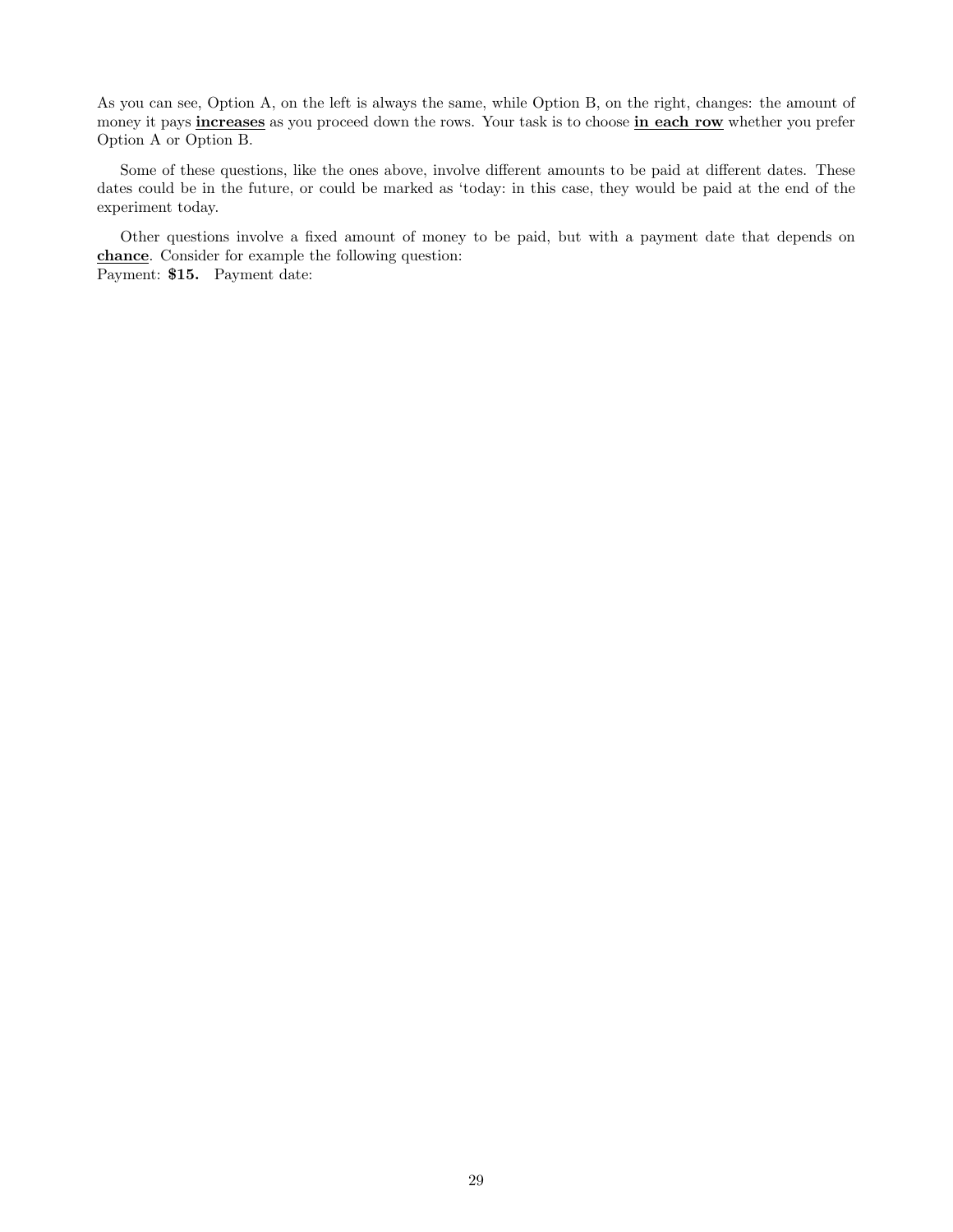As you can see, Option A, on the left is always the same, while Option B, on the right, changes: the amount of money it pays **<u>increases</u>** as you proceed down the rows. Your task is to choose **<u>in each row</u>** whether you prefer Option A or Option B.

Some of these questions, like the ones above, involve different amounts to be paid at different dates. These dates could be in the future, or could be marked as 'today: in this case, they would be paid at the end of the experiment today.

Other questions involve a fixed amount of money to be paid, but with a payment date that depends on **<u>chance</u>**. Consider for example the following question:
Payment: **$15.** Payment date: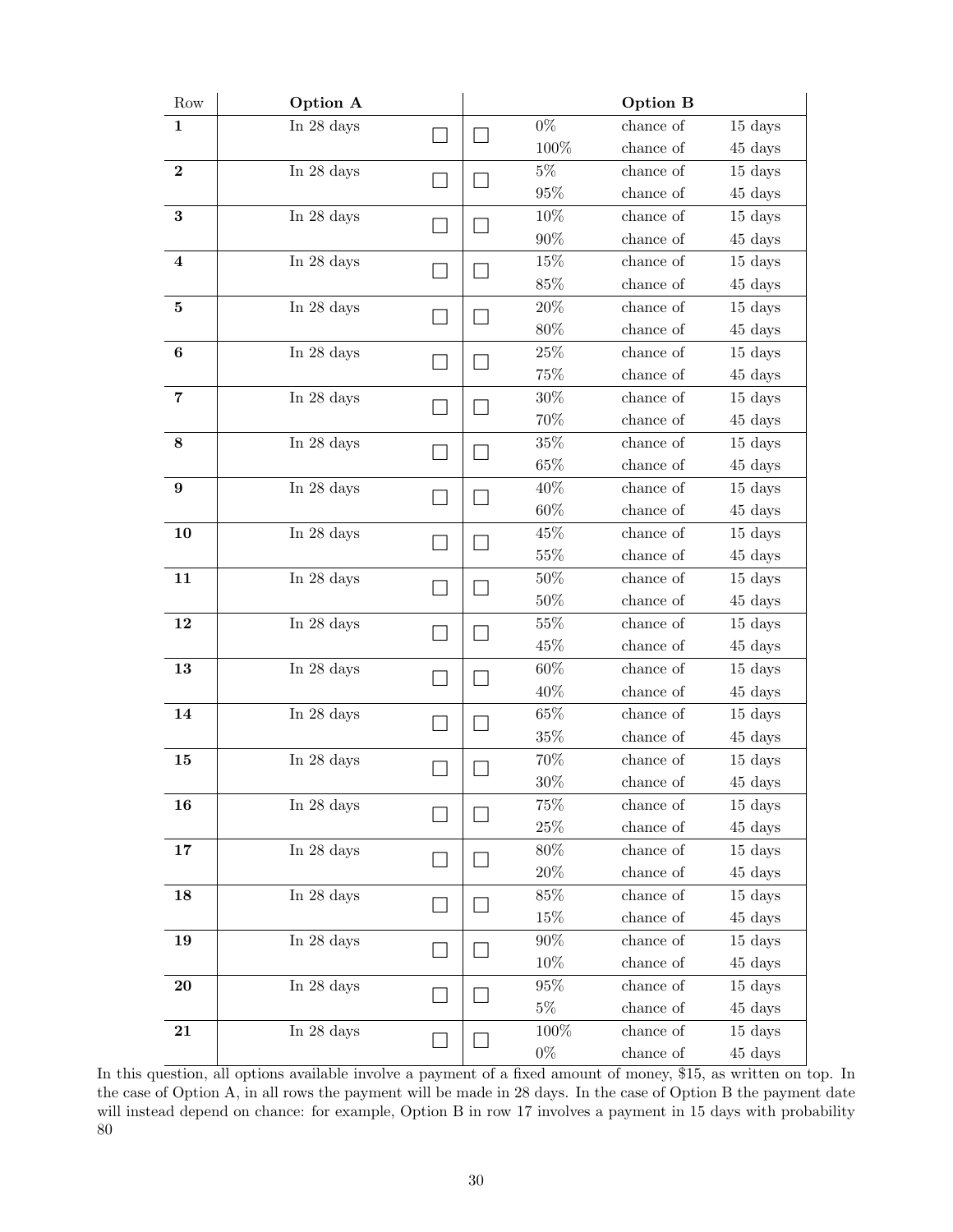| Row | Option A | | | Option B | | |
|---|---|---|---|---|---|---|
| **1** | In 28 days | ☐ | ☐ | 0% | chance of | 15 days |
| | | | | 100% | chance of | 45 days |
| **2** | In 28 days | ☐ | ☐ | 5% | chance of | 15 days |
| | | | | 95% | chance of | 45 days |
| **3** | In 28 days | ☐ | ☐ | 10% | chance of | 15 days |
| | | | | 90% | chance of | 45 days |
| **4** | In 28 days | ☐ | ☐ | 15% | chance of | 15 days |
| | | | | 85% | chance of | 45 days |
| **5** | In 28 days | ☐ | ☐ | 20% | chance of | 15 days |
| | | | | 80% | chance of | 45 days |
| **6** | In 28 days | ☐ | ☐ | 25% | chance of | 15 days |
| | | | | 75% | chance of | 45 days |
| **7** | In 28 days | ☐ | ☐ | 30% | chance of | 15 days |
| | | | | 70% | chance of | 45 days |
| **8** | In 28 days | ☐ | ☐ | 35% | chance of | 15 days |
| | | | | 65% | chance of | 45 days |
| **9** | In 28 days | ☐ | ☐ | 40% | chance of | 15 days |
| | | | | 60% | chance of | 45 days |
| **10** | In 28 days | ☐ | ☐ | 45% | chance of | 15 days |
| | | | | 55% | chance of | 45 days |
| **11** | In 28 days | ☐ | ☐ | 50% | chance of | 15 days |
| | | | | 50% | chance of | 45 days |
| **12** | In 28 days | ☐ | ☐ | 55% | chance of | 15 days |
| | | | | 45% | chance of | 45 days |
| **13** | In 28 days | ☐ | ☐ | 60% | chance of | 15 days |
| | | | | 40% | chance of | 45 days |
| **14** | In 28 days | ☐ | ☐ | 65% | chance of | 15 days |
| | | | | 35% | chance of | 45 days |
| **15** | In 28 days | ☐ | ☐ | 70% | chance of | 15 days |
| | | | | 30% | chance of | 45 days |
| **16** | In 28 days | ☐ | ☐ | 75% | chance of | 15 days |
| | | | | 25% | chance of | 45 days |
| **17** | In 28 days | ☐ | ☐ | 80% | chance of | 15 days |
| | | | | 20% | chance of | 45 days |
| **18** | In 28 days | ☐ | ☐ | 85% | chance of | 15 days |
| | | | | 15% | chance of | 45 days |
| **19** | In 28 days | ☐ | ☐ | 90% | chance of | 15 days |
| | | | | 10% | chance of | 45 days |
| **20** | In 28 days | ☐ | ☐ | 95% | chance of | 15 days |
| | | | | 5% | chance of | 45 days |
| **21** | In 28 days | ☐ | ☐ | 100% | chance of | 15 days |
| | | | | 0% | chance of | 45 days |

In this question, all options available involve a payment of a fixed amount of money, $15, as written on top. In the case of Option A, in all rows the payment will be made in 28 days. In the case of Option B the payment date will instead depend on chance: for example, Option B in row 17 involves a payment in 15 days with probability 80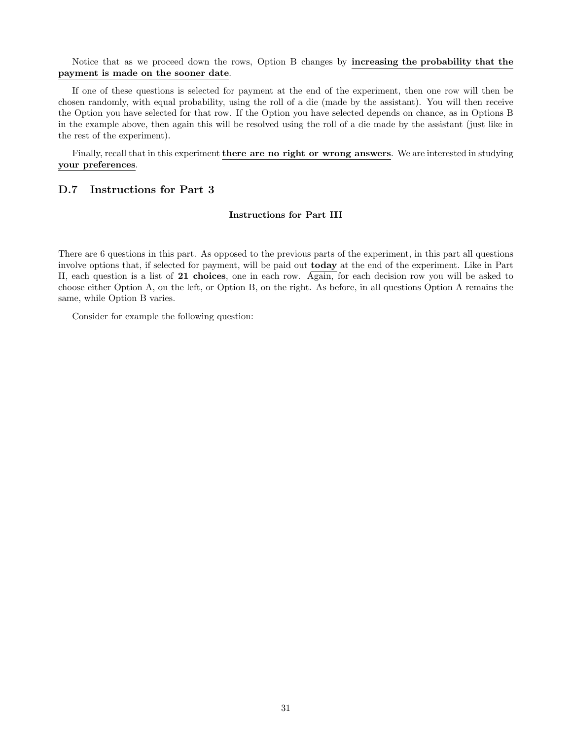Notice that as we proceed down the rows, Option B changes by **increasing the probability that the payment is made on the sooner date**.

If one of these questions is selected for payment at the end of the experiment, then one row will then be chosen randomly, with equal probability, using the roll of a die (made by the assistant). You will then receive the Option you have selected for that row. If the Option you have selected depends on chance, as in Options B in the example above, then again this will be resolved using the roll of a die made by the assistant (just like in the rest of the experiment).

Finally, recall that in this experiment **there are no right or wrong answers**. We are interested in studying **your preferences**.

## D.7 Instructions for Part 3

**Instructions for Part III**

There are 6 questions in this part. As opposed to the previous parts of the experiment, in this part all questions involve options that, if selected for payment, will be paid out **today** at the end of the experiment. Like in Part II, each question is a list of **21 choices**, one in each row. Again, for each decision row you will be asked to choose either Option A, on the left, or Option B, on the right. As before, in all questions Option A remains the same, while Option B varies.

Consider for example the following question: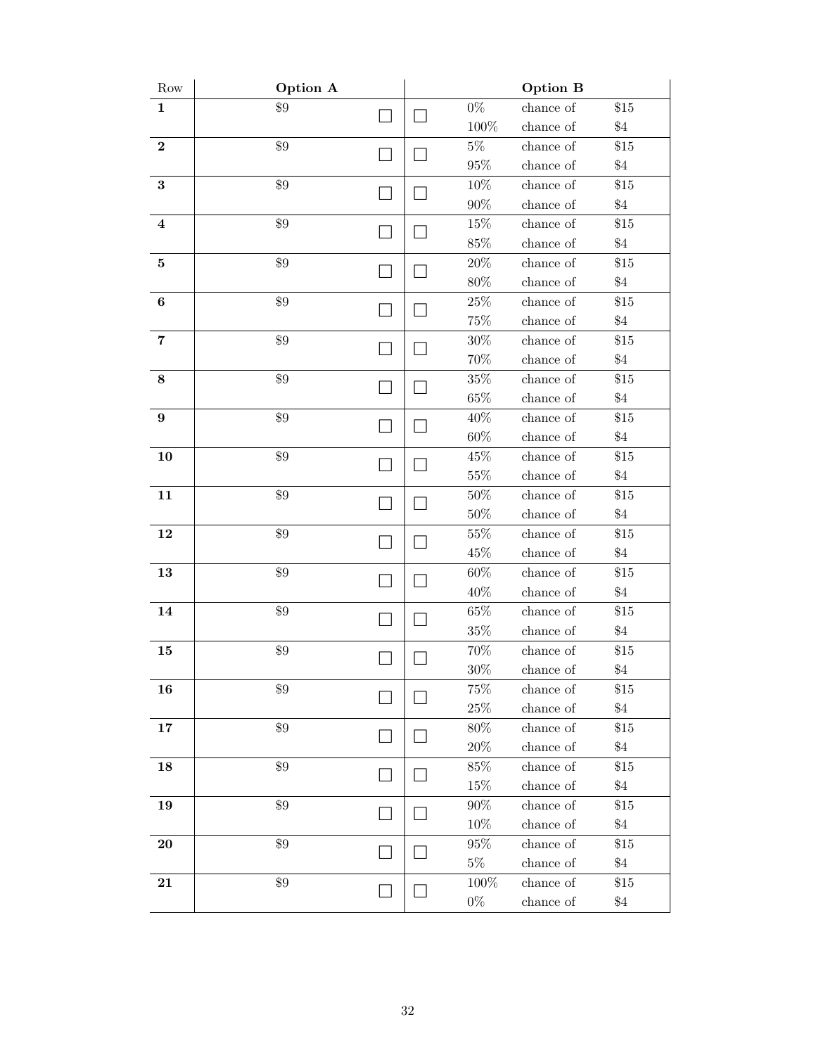| Row | Option A | | | Option B | | |
|---|---|---|---|---|---|---|
| **1** | $9 | ☐ | ☐ | 0% | chance of | $15 |
| | | | | 100% | chance of | $4 |
| **2** | $9 | ☐ | ☐ | 5% | chance of | $15 |
| | | | | 95% | chance of | $4 |
| **3** | $9 | ☐ | ☐ | 10% | chance of | $15 |
| | | | | 90% | chance of | $4 |
| **4** | $9 | ☐ | ☐ | 15% | chance of | $15 |
| | | | | 85% | chance of | $4 |
| **5** | $9 | ☐ | ☐ | 20% | chance of | $15 |
| | | | | 80% | chance of | $4 |
| **6** | $9 | ☐ | ☐ | 25% | chance of | $15 |
| | | | | 75% | chance of | $4 |
| **7** | $9 | ☐ | ☐ | 30% | chance of | $15 |
| | | | | 70% | chance of | $4 |
| **8** | $9 | ☐ | ☐ | 35% | chance of | $15 |
| | | | | 65% | chance of | $4 |
| **9** | $9 | ☐ | ☐ | 40% | chance of | $15 |
| | | | | 60% | chance of | $4 |
| **10** | $9 | ☐ | ☐ | 45% | chance of | $15 |
| | | | | 55% | chance of | $4 |
| **11** | $9 | ☐ | ☐ | 50% | chance of | $15 |
| | | | | 50% | chance of | $4 |
| **12** | $9 | ☐ | ☐ | 55% | chance of | $15 |
| | | | | 45% | chance of | $4 |
| **13** | $9 | ☐ | ☐ | 60% | chance of | $15 |
| | | | | 40% | chance of | $4 |
| **14** | $9 | ☐ | ☐ | 65% | chance of | $15 |
| | | | | 35% | chance of | $4 |
| **15** | $9 | ☐ | ☐ | 70% | chance of | $15 |
| | | | | 30% | chance of | $4 |
| **16** | $9 | ☐ | ☐ | 75% | chance of | $15 |
| | | | | 25% | chance of | $4 |
| **17** | $9 | ☐ | ☐ | 80% | chance of | $15 |
| | | | | 20% | chance of | $4 |
| **18** | $9 | ☐ | ☐ | 85% | chance of | $15 |
| | | | | 15% | chance of | $4 |
| **19** | $9 | ☐ | ☐ | 90% | chance of | $15 |
| | | | | 10% | chance of | $4 |
| **20** | $9 | ☐ | ☐ | 95% | chance of | $15 |
| | | | | 5% | chance of | $4 |
| **21** | $9 | ☐ | ☐ | 100% | chance of | $15 |
| | | | | 0% | chance of | $4 |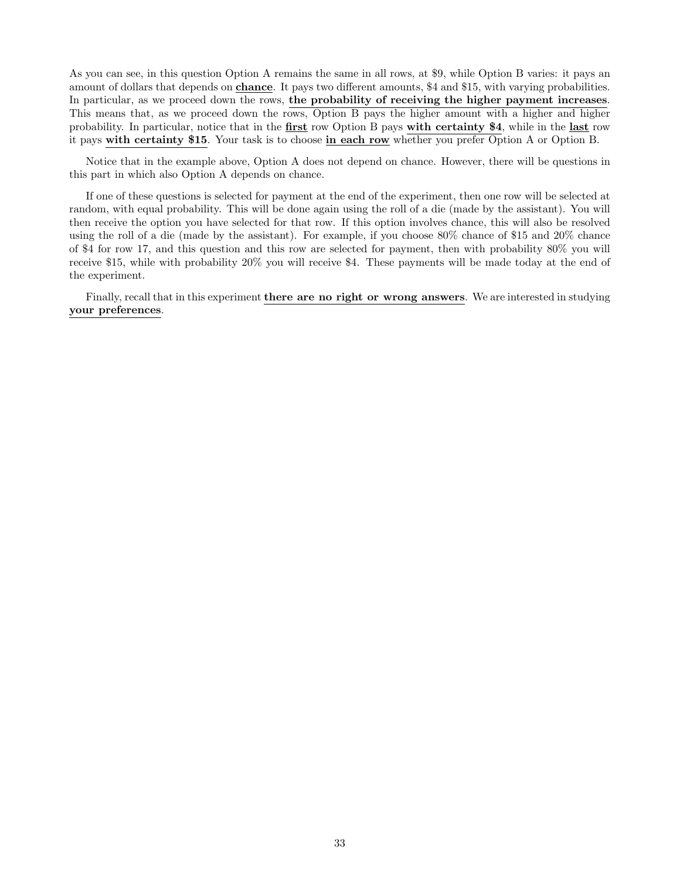As you can see, in this question Option A remains the same in all rows, at $9, while Option B varies: it pays an amount of dollars that depends on **chance**. It pays two different amounts, $4 and $15, with varying probabilities. In particular, as we proceed down the rows, **the probability of receiving the higher payment increases**. This means that, as we proceed down the rows, Option B pays the higher amount with a higher and higher probability. In particular, notice that in the **first** row Option B pays **with certainty $4**, while in the **last** row it pays **with certainty $15**. Your task is to choose **in each row** whether you prefer Option A or Option B.

Notice that in the example above, Option A does not depend on chance. However, there will be questions in this part in which also Option A depends on chance.

If one of these questions is selected for payment at the end of the experiment, then one row will be selected at random, with equal probability. This will be done again using the roll of a die (made by the assistant). You will then receive the option you have selected for that row. If this option involves chance, this will also be resolved using the roll of a die (made by the assistant). For example, if you choose 80% chance of $15 and 20% chance of $4 for row 17, and this question and this row are selected for payment, then with probability 80% you will receive $15, while with probability 20% you will receive $4. These payments will be made today at the end of the experiment.

Finally, recall that in this experiment **there are no right or wrong answers**. We are interested in studying **your preferences**.